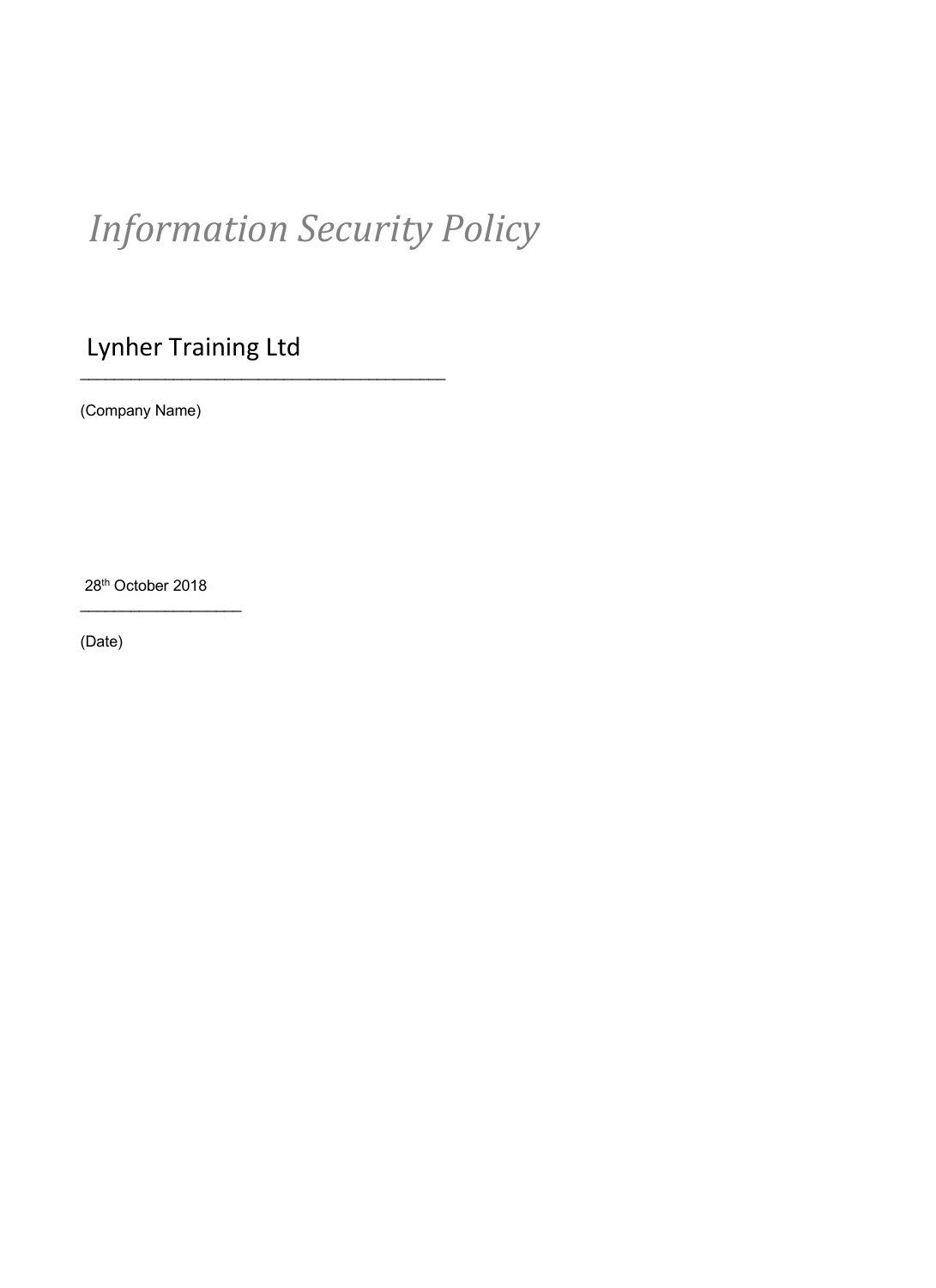# *Information Security Policy*

Lynher Training Ltd

\_\_\_\_\_\_\_\_\_\_\_\_\_\_\_\_\_\_\_\_\_\_\_\_\_\_\_\_\_\_\_\_\_\_\_\_\_\_\_\_

(Company Name)

28th October 2018

\_\_\_\_\_\_\_\_\_\_\_\_\_\_\_\_\_\_

(Date)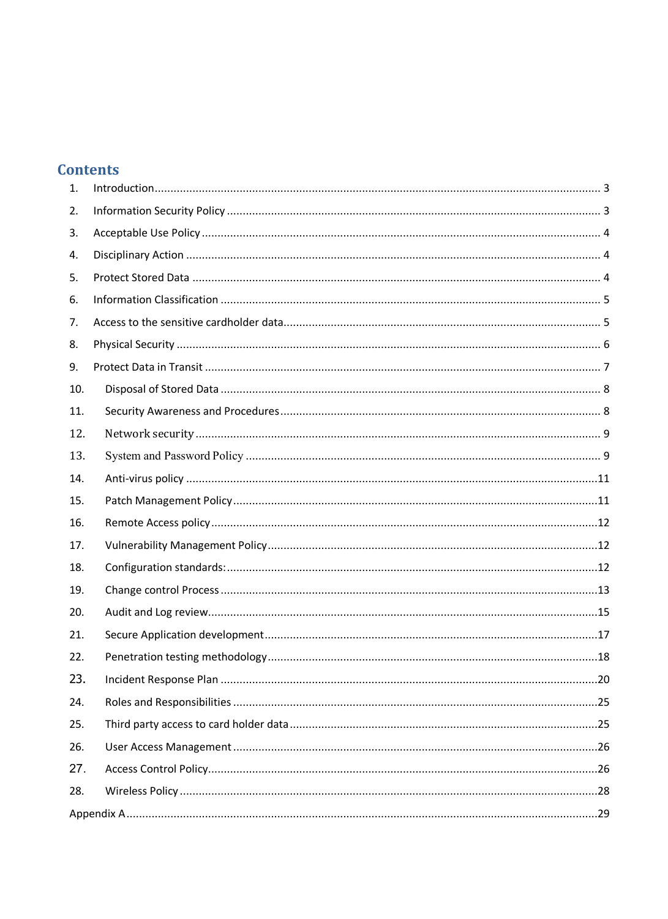# Contents

1. Introduction ........ 3
2. Information Security Policy ........ 3
3. Acceptable Use Policy ........ 4
4. Disciplinary Action ........ 4
5. Protect Stored Data ........ 4
6. Information Classification ........ 5
7. Access to the sensitive cardholder data ........ 5
8. Physical Security ........ 6
9. Protect Data in Transit ........ 7
10. Disposal of Stored Data ........ 8
11. Security Awareness and Procedures ........ 8
12. Network security ........ 9
13. System and Password Policy ........ 9
14. Anti-virus policy ........ 11
15. Patch Management Policy ........ 11
16. Remote Access policy ........ 12
17. Vulnerability Management Policy ........ 12
18. Configuration standards: ........ 12
19. Change control Process ........ 13
20. Audit and Log review ........ 15
21. Secure Application development ........ 17
22. Penetration testing methodology ........ 18
23. Incident Response Plan ........ 20
24. Roles and Responsibilities ........ 25
25. Third party access to card holder data ........ 25
26. User Access Management ........ 26
27. Access Control Policy ........ 26
28. Wireless Policy ........ 28

Appendix A ........ 29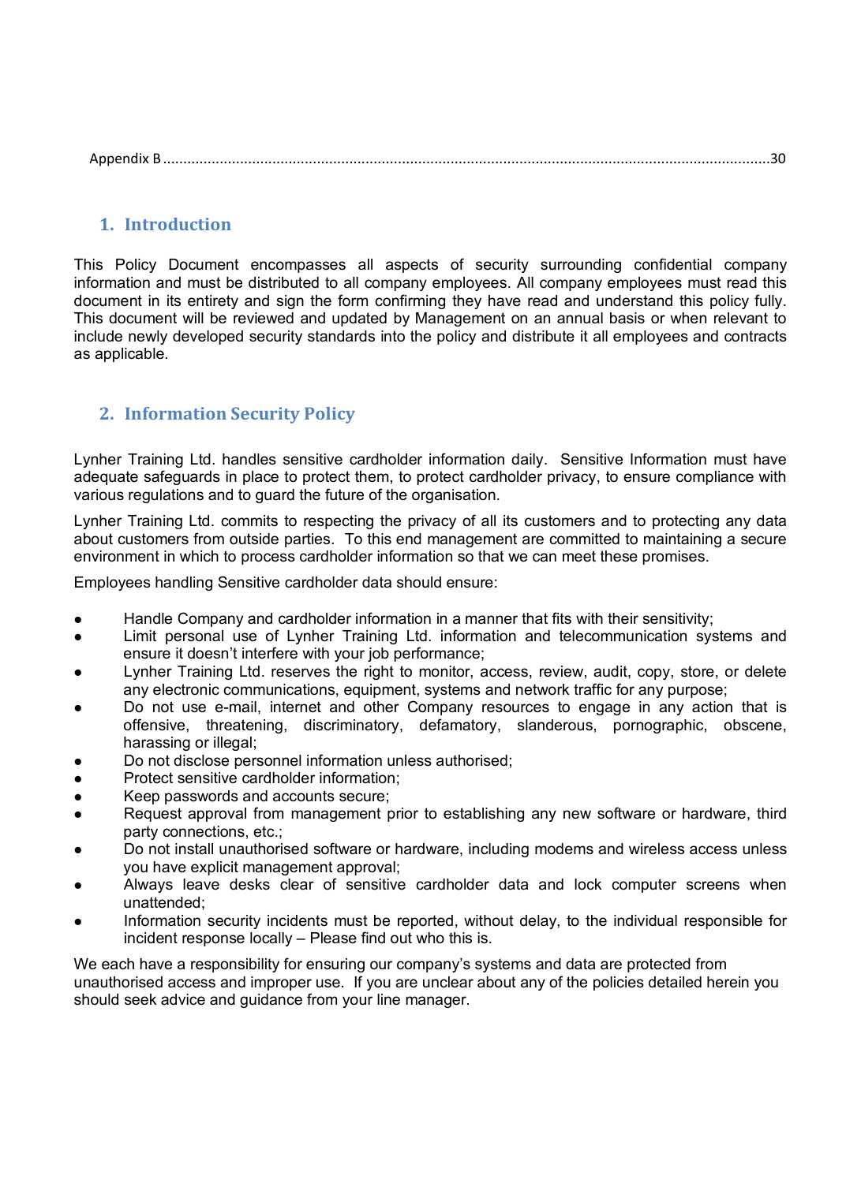Appendix B ....................................................................................................................................................30

## 1. Introduction

This Policy Document encompasses all aspects of security surrounding confidential company information and must be distributed to all company employees. All company employees must read this document in its entirety and sign the form confirming they have read and understand this policy fully. This document will be reviewed and updated by Management on an annual basis or when relevant to include newly developed security standards into the policy and distribute it all employees and contracts as applicable.

## 2. Information Security Policy

Lynher Training Ltd. handles sensitive cardholder information daily. Sensitive Information must have adequate safeguards in place to protect them, to protect cardholder privacy, to ensure compliance with various regulations and to guard the future of the organisation.

Lynher Training Ltd. commits to respecting the privacy of all its customers and to protecting any data about customers from outside parties. To this end management are committed to maintaining a secure environment in which to process cardholder information so that we can meet these promises.

Employees handling Sensitive cardholder data should ensure:

- Handle Company and cardholder information in a manner that fits with their sensitivity;
- Limit personal use of Lynher Training Ltd. information and telecommunication systems and ensure it doesn't interfere with your job performance;
- Lynher Training Ltd. reserves the right to monitor, access, review, audit, copy, store, or delete any electronic communications, equipment, systems and network traffic for any purpose;
- Do not use e-mail, internet and other Company resources to engage in any action that is offensive, threatening, discriminatory, defamatory, slanderous, pornographic, obscene, harassing or illegal;
- Do not disclose personnel information unless authorised;
- Protect sensitive cardholder information;
- Keep passwords and accounts secure;
- Request approval from management prior to establishing any new software or hardware, third party connections, etc.;
- Do not install unauthorised software or hardware, including modems and wireless access unless you have explicit management approval;
- Always leave desks clear of sensitive cardholder data and lock computer screens when unattended;
- Information security incidents must be reported, without delay, to the individual responsible for incident response locally – Please find out who this is.

We each have a responsibility for ensuring our company's systems and data are protected from unauthorised access and improper use. If you are unclear about any of the policies detailed herein you should seek advice and guidance from your line manager.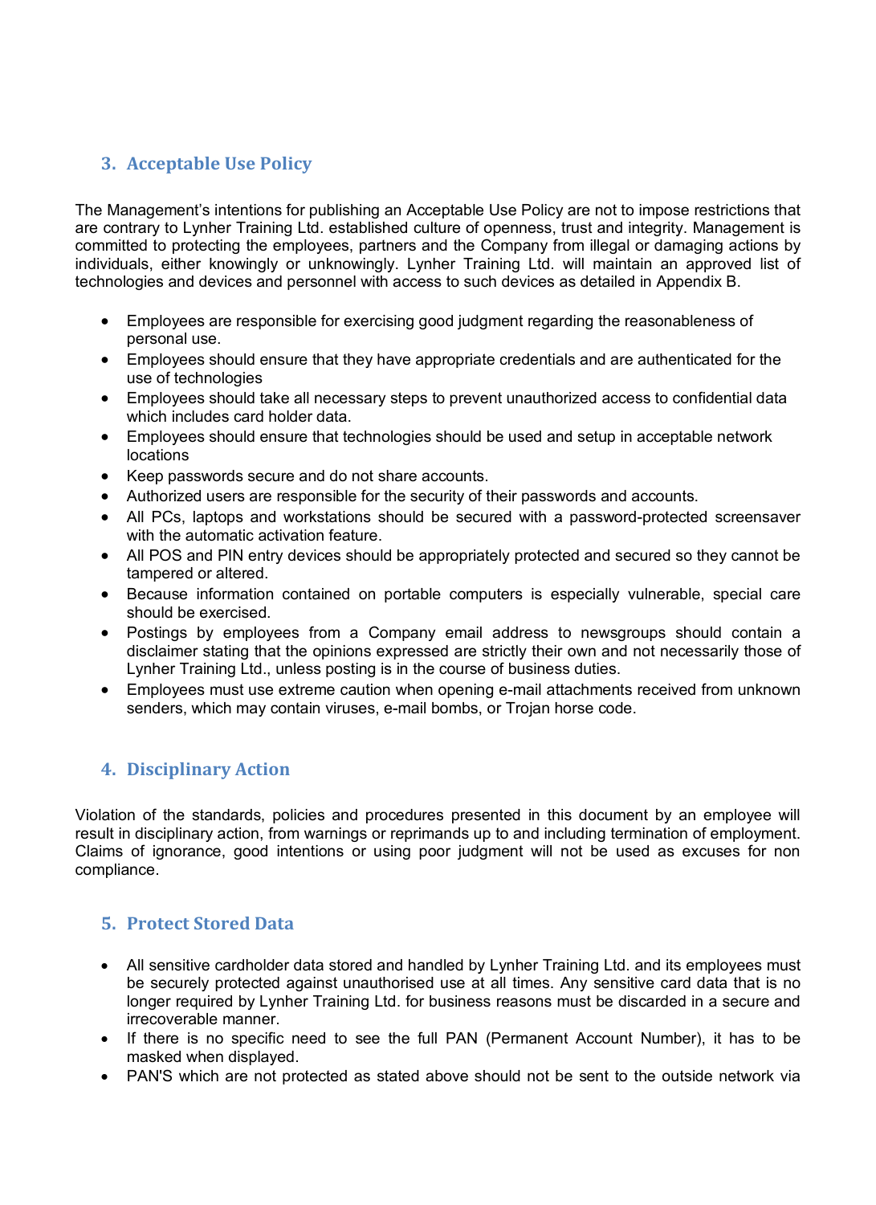## 3. Acceptable Use Policy

The Management's intentions for publishing an Acceptable Use Policy are not to impose restrictions that are contrary to Lynher Training Ltd. established culture of openness, trust and integrity. Management is committed to protecting the employees, partners and the Company from illegal or damaging actions by individuals, either knowingly or unknowingly. Lynher Training Ltd. will maintain an approved list of technologies and devices and personnel with access to such devices as detailed in Appendix B.

- Employees are responsible for exercising good judgment regarding the reasonableness of personal use.
- Employees should ensure that they have appropriate credentials and are authenticated for the use of technologies
- Employees should take all necessary steps to prevent unauthorized access to confidential data which includes card holder data.
- Employees should ensure that technologies should be used and setup in acceptable network locations
- Keep passwords secure and do not share accounts.
- Authorized users are responsible for the security of their passwords and accounts.
- All PCs, laptops and workstations should be secured with a password-protected screensaver with the automatic activation feature.
- All POS and PIN entry devices should be appropriately protected and secured so they cannot be tampered or altered.
- Because information contained on portable computers is especially vulnerable, special care should be exercised.
- Postings by employees from a Company email address to newsgroups should contain a disclaimer stating that the opinions expressed are strictly their own and not necessarily those of Lynher Training Ltd., unless posting is in the course of business duties.
- Employees must use extreme caution when opening e-mail attachments received from unknown senders, which may contain viruses, e-mail bombs, or Trojan horse code.

## 4. Disciplinary Action

Violation of the standards, policies and procedures presented in this document by an employee will result in disciplinary action, from warnings or reprimands up to and including termination of employment. Claims of ignorance, good intentions or using poor judgment will not be used as excuses for non compliance.

## 5. Protect Stored Data

- All sensitive cardholder data stored and handled by Lynher Training Ltd. and its employees must be securely protected against unauthorised use at all times. Any sensitive card data that is no longer required by Lynher Training Ltd. for business reasons must be discarded in a secure and irrecoverable manner.
- If there is no specific need to see the full PAN (Permanent Account Number), it has to be masked when displayed.
- PAN'S which are not protected as stated above should not be sent to the outside network via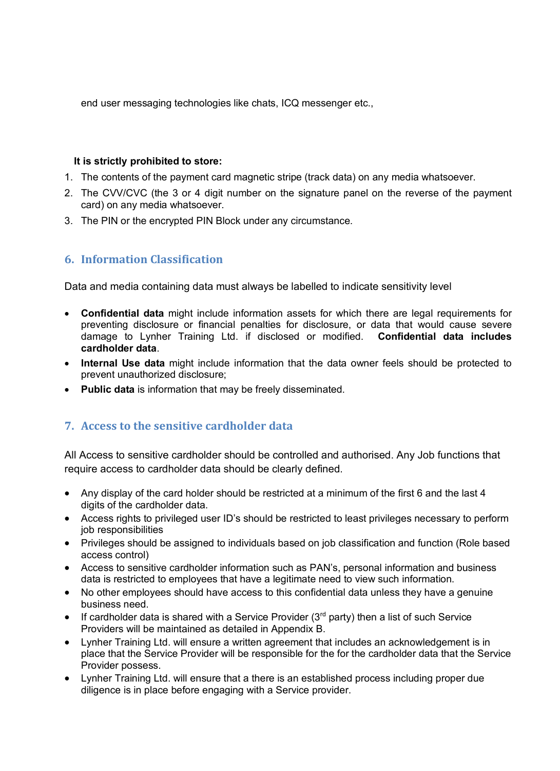end user messaging technologies like chats, ICQ messenger etc.,

**It is strictly prohibited to store:**

1. The contents of the payment card magnetic stripe (track data) on any media whatsoever.
2. The CVV/CVC (the 3 or 4 digit number on the signature panel on the reverse of the payment card) on any media whatsoever.
3. The PIN or the encrypted PIN Block under any circumstance.

## 6. Information Classification

Data and media containing data must always be labelled to indicate sensitivity level

- **Confidential data** might include information assets for which there are legal requirements for preventing disclosure or financial penalties for disclosure, or data that would cause severe damage to Lynher Training Ltd. if disclosed or modified. **Confidential data includes cardholder data**.
- **Internal Use data** might include information that the data owner feels should be protected to prevent unauthorized disclosure;
- **Public data** is information that may be freely disseminated.

## 7. Access to the sensitive cardholder data

All Access to sensitive cardholder should be controlled and authorised. Any Job functions that require access to cardholder data should be clearly defined.

- Any display of the card holder should be restricted at a minimum of the first 6 and the last 4 digits of the cardholder data.
- Access rights to privileged user ID's should be restricted to least privileges necessary to perform job responsibilities
- Privileges should be assigned to individuals based on job classification and function (Role based access control)
- Access to sensitive cardholder information such as PAN's, personal information and business data is restricted to employees that have a legitimate need to view such information.
- No other employees should have access to this confidential data unless they have a genuine business need.
- If cardholder data is shared with a Service Provider (3rd party) then a list of such Service Providers will be maintained as detailed in Appendix B.
- Lynher Training Ltd. will ensure a written agreement that includes an acknowledgement is in place that the Service Provider will be responsible for the for the cardholder data that the Service Provider possess.
- Lynher Training Ltd. will ensure that a there is an established process including proper due diligence is in place before engaging with a Service provider.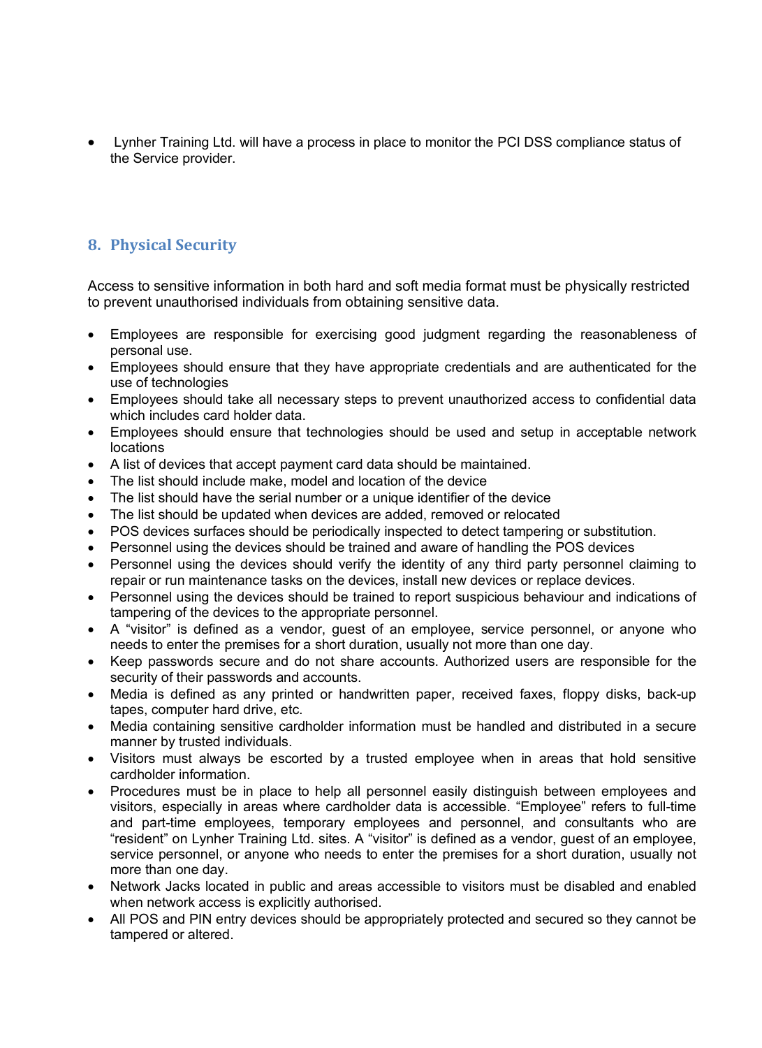- Lynher Training Ltd. will have a process in place to monitor the PCI DSS compliance status of the Service provider.

## 8. Physical Security

Access to sensitive information in both hard and soft media format must be physically restricted to prevent unauthorised individuals from obtaining sensitive data.

- Employees are responsible for exercising good judgment regarding the reasonableness of personal use.
- Employees should ensure that they have appropriate credentials and are authenticated for the use of technologies
- Employees should take all necessary steps to prevent unauthorized access to confidential data which includes card holder data.
- Employees should ensure that technologies should be used and setup in acceptable network locations
- A list of devices that accept payment card data should be maintained.
- The list should include make, model and location of the device
- The list should have the serial number or a unique identifier of the device
- The list should be updated when devices are added, removed or relocated
- POS devices surfaces should be periodically inspected to detect tampering or substitution.
- Personnel using the devices should be trained and aware of handling the POS devices
- Personnel using the devices should verify the identity of any third party personnel claiming to repair or run maintenance tasks on the devices, install new devices or replace devices.
- Personnel using the devices should be trained to report suspicious behaviour and indications of tampering of the devices to the appropriate personnel.
- A "visitor" is defined as a vendor, guest of an employee, service personnel, or anyone who needs to enter the premises for a short duration, usually not more than one day.
- Keep passwords secure and do not share accounts. Authorized users are responsible for the security of their passwords and accounts.
- Media is defined as any printed or handwritten paper, received faxes, floppy disks, back-up tapes, computer hard drive, etc.
- Media containing sensitive cardholder information must be handled and distributed in a secure manner by trusted individuals.
- Visitors must always be escorted by a trusted employee when in areas that hold sensitive cardholder information.
- Procedures must be in place to help all personnel easily distinguish between employees and visitors, especially in areas where cardholder data is accessible. "Employee" refers to full-time and part-time employees, temporary employees and personnel, and consultants who are "resident" on Lynher Training Ltd. sites. A "visitor" is defined as a vendor, guest of an employee, service personnel, or anyone who needs to enter the premises for a short duration, usually not more than one day.
- Network Jacks located in public and areas accessible to visitors must be disabled and enabled when network access is explicitly authorised.
- All POS and PIN entry devices should be appropriately protected and secured so they cannot be tampered or altered.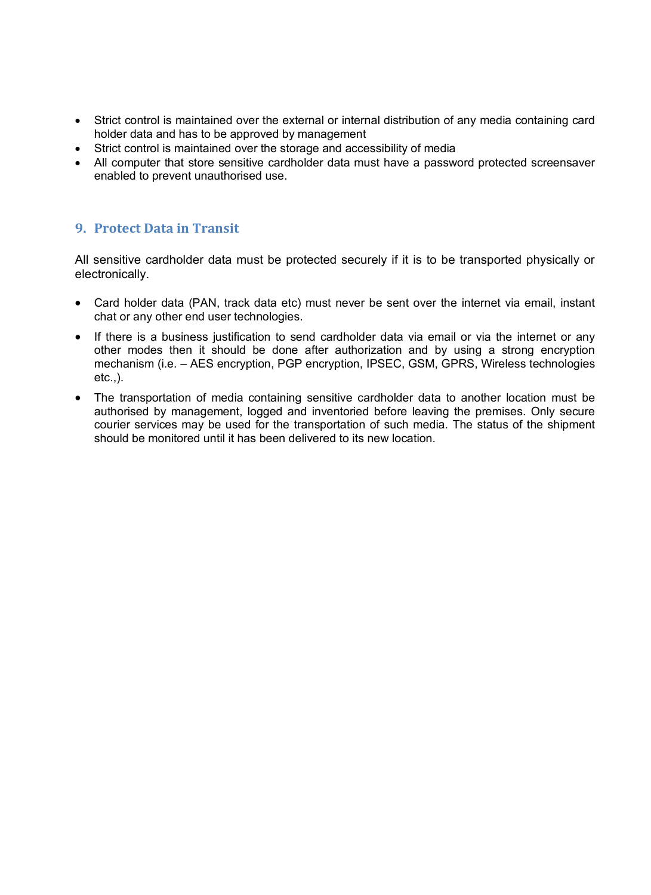- Strict control is maintained over the external or internal distribution of any media containing card holder data and has to be approved by management
- Strict control is maintained over the storage and accessibility of media
- All computer that store sensitive cardholder data must have a password protected screensaver enabled to prevent unauthorised use.

## 9. Protect Data in Transit

All sensitive cardholder data must be protected securely if it is to be transported physically or electronically.

- Card holder data (PAN, track data etc) must never be sent over the internet via email, instant chat or any other end user technologies.
- If there is a business justification to send cardholder data via email or via the internet or any other modes then it should be done after authorization and by using a strong encryption mechanism (i.e. – AES encryption, PGP encryption, IPSEC, GSM, GPRS, Wireless technologies etc.,).
- The transportation of media containing sensitive cardholder data to another location must be authorised by management, logged and inventoried before leaving the premises. Only secure courier services may be used for the transportation of such media. The status of the shipment should be monitored until it has been delivered to its new location.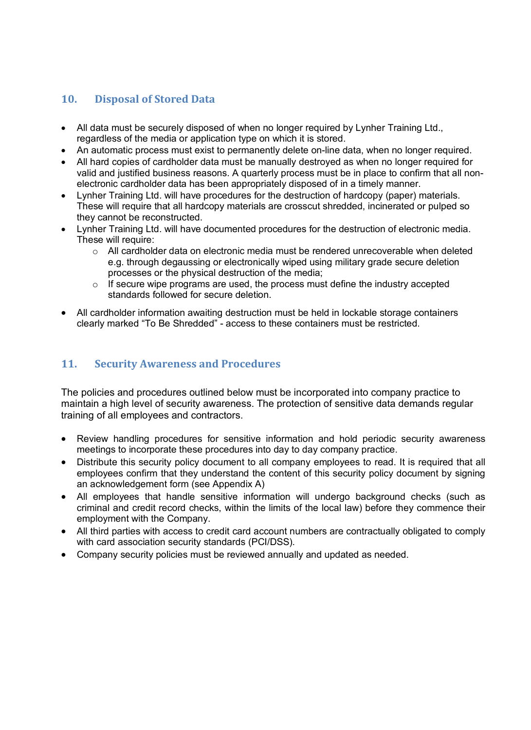## 10. Disposal of Stored Data

- All data must be securely disposed of when no longer required by Lynher Training Ltd., regardless of the media or application type on which it is stored.
- An automatic process must exist to permanently delete on-line data, when no longer required.
- All hard copies of cardholder data must be manually destroyed as when no longer required for valid and justified business reasons. A quarterly process must be in place to confirm that all non-electronic cardholder data has been appropriately disposed of in a timely manner.
- Lynher Training Ltd. will have procedures for the destruction of hardcopy (paper) materials. These will require that all hardcopy materials are crosscut shredded, incinerated or pulped so they cannot be reconstructed.
- Lynher Training Ltd. will have documented procedures for the destruction of electronic media. These will require:
    - All cardholder data on electronic media must be rendered unrecoverable when deleted e.g. through degaussing or electronically wiped using military grade secure deletion processes or the physical destruction of the media;
    - If secure wipe programs are used, the process must define the industry accepted standards followed for secure deletion.
- All cardholder information awaiting destruction must be held in lockable storage containers clearly marked "To Be Shredded" - access to these containers must be restricted.

## 11. Security Awareness and Procedures

The policies and procedures outlined below must be incorporated into company practice to maintain a high level of security awareness. The protection of sensitive data demands regular training of all employees and contractors.

- Review handling procedures for sensitive information and hold periodic security awareness meetings to incorporate these procedures into day to day company practice.
- Distribute this security policy document to all company employees to read. It is required that all employees confirm that they understand the content of this security policy document by signing an acknowledgement form (see Appendix A)
- All employees that handle sensitive information will undergo background checks (such as criminal and credit record checks, within the limits of the local law) before they commence their employment with the Company.
- All third parties with access to credit card account numbers are contractually obligated to comply with card association security standards (PCI/DSS).
- Company security policies must be reviewed annually and updated as needed.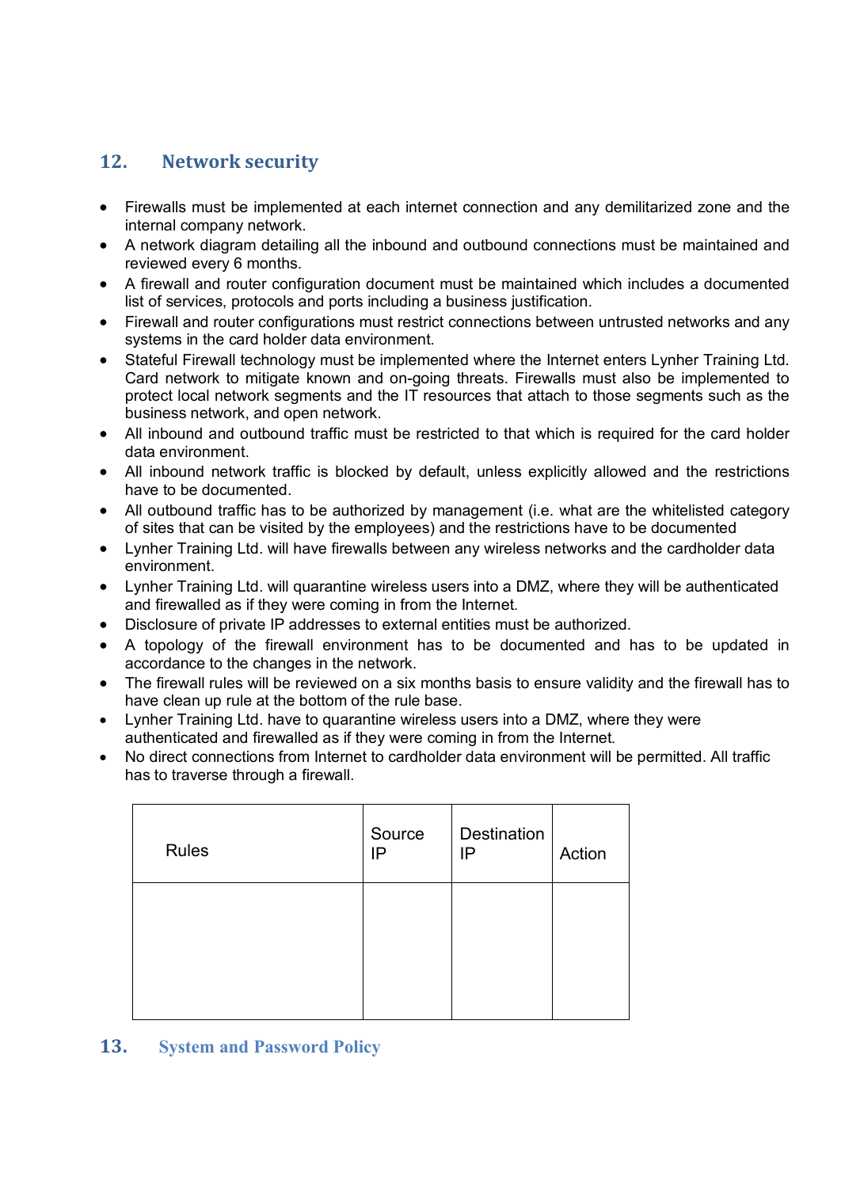## 12. Network security

- Firewalls must be implemented at each internet connection and any demilitarized zone and the internal company network.
- A network diagram detailing all the inbound and outbound connections must be maintained and reviewed every 6 months.
- A firewall and router configuration document must be maintained which includes a documented list of services, protocols and ports including a business justification.
- Firewall and router configurations must restrict connections between untrusted networks and any systems in the card holder data environment.
- Stateful Firewall technology must be implemented where the Internet enters Lynher Training Ltd. Card network to mitigate known and on-going threats. Firewalls must also be implemented to protect local network segments and the IT resources that attach to those segments such as the business network, and open network.
- All inbound and outbound traffic must be restricted to that which is required for the card holder data environment.
- All inbound network traffic is blocked by default, unless explicitly allowed and the restrictions have to be documented.
- All outbound traffic has to be authorized by management (i.e. what are the whitelisted category of sites that can be visited by the employees) and the restrictions have to be documented
- Lynher Training Ltd. will have firewalls between any wireless networks and the cardholder data environment.
- Lynher Training Ltd. will quarantine wireless users into a DMZ, where they will be authenticated and firewalled as if they were coming in from the Internet.
- Disclosure of private IP addresses to external entities must be authorized.
- A topology of the firewall environment has to be documented and has to be updated in accordance to the changes in the network.
- The firewall rules will be reviewed on a six months basis to ensure validity and the firewall has to have clean up rule at the bottom of the rule base.
- Lynher Training Ltd. have to quarantine wireless users into a DMZ, where they were authenticated and firewalled as if they were coming in from the Internet.
- No direct connections from Internet to cardholder data environment will be permitted. All traffic has to traverse through a firewall.

| Rules | Source IP | Destination IP | Action |
|---|---|---|---|
| | | | |

## 13. System and Password Policy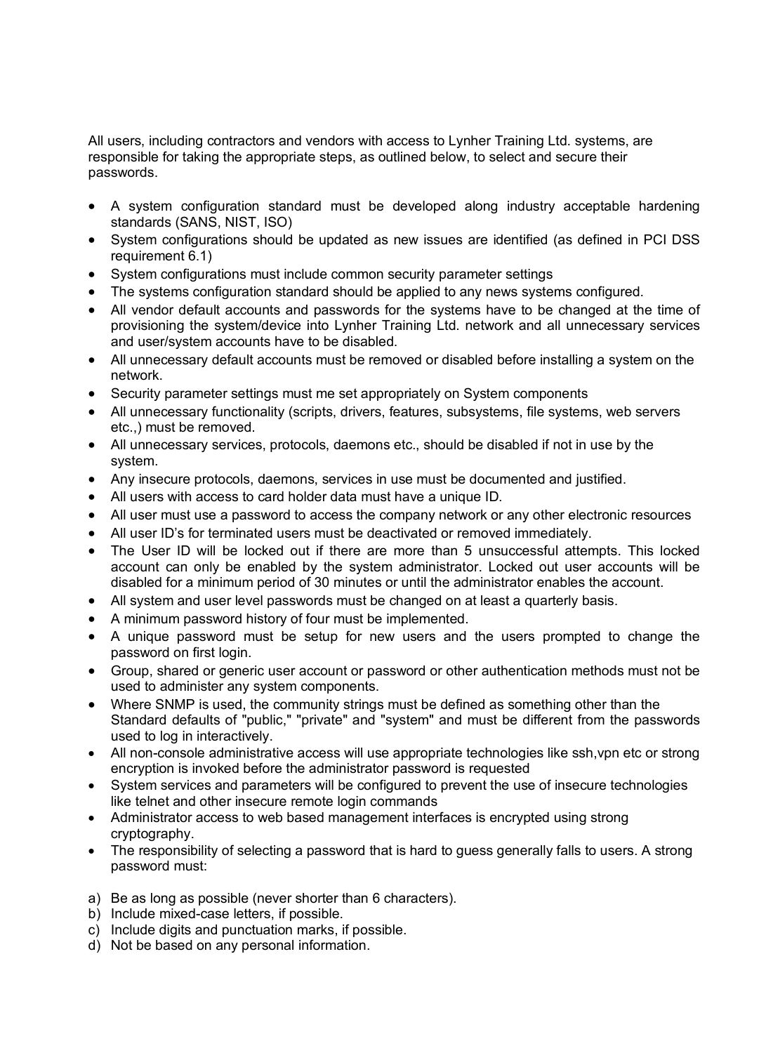All users, including contractors and vendors with access to Lynher Training Ltd. systems, are responsible for taking the appropriate steps, as outlined below, to select and secure their passwords.

- A system configuration standard must be developed along industry acceptable hardening standards (SANS, NIST, ISO)
- System configurations should be updated as new issues are identified (as defined in PCI DSS requirement 6.1)
- System configurations must include common security parameter settings
- The systems configuration standard should be applied to any news systems configured.
- All vendor default accounts and passwords for the systems have to be changed at the time of provisioning the system/device into Lynher Training Ltd. network and all unnecessary services and user/system accounts have to be disabled.
- All unnecessary default accounts must be removed or disabled before installing a system on the network.
- Security parameter settings must me set appropriately on System components
- All unnecessary functionality (scripts, drivers, features, subsystems, file systems, web servers etc.,) must be removed.
- All unnecessary services, protocols, daemons etc., should be disabled if not in use by the system.
- Any insecure protocols, daemons, services in use must be documented and justified.
- All users with access to card holder data must have a unique ID.
- All user must use a password to access the company network or any other electronic resources
- All user ID's for terminated users must be deactivated or removed immediately.
- The User ID will be locked out if there are more than 5 unsuccessful attempts. This locked account can only be enabled by the system administrator. Locked out user accounts will be disabled for a minimum period of 30 minutes or until the administrator enables the account.
- All system and user level passwords must be changed on at least a quarterly basis.
- A minimum password history of four must be implemented.
- A unique password must be setup for new users and the users prompted to change the password on first login.
- Group, shared or generic user account or password or other authentication methods must not be used to administer any system components.
- Where SNMP is used, the community strings must be defined as something other than the Standard defaults of "public," "private" and "system" and must be different from the passwords used to log in interactively.
- All non-console administrative access will use appropriate technologies like ssh,vpn etc or strong encryption is invoked before the administrator password is requested
- System services and parameters will be configured to prevent the use of insecure technologies like telnet and other insecure remote login commands
- Administrator access to web based management interfaces is encrypted using strong cryptography.
- The responsibility of selecting a password that is hard to guess generally falls to users. A strong password must:

a) Be as long as possible (never shorter than 6 characters).
b) Include mixed-case letters, if possible.
c) Include digits and punctuation marks, if possible.
d) Not be based on any personal information.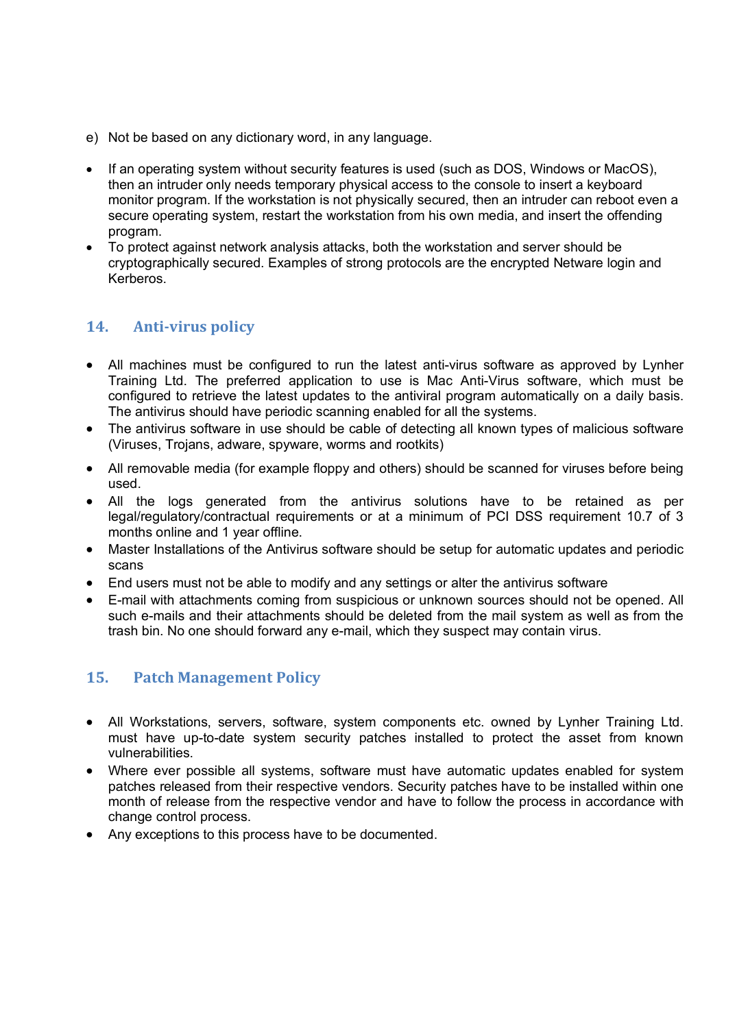e) Not be based on any dictionary word, in any language.

- If an operating system without security features is used (such as DOS, Windows or MacOS), then an intruder only needs temporary physical access to the console to insert a keyboard monitor program. If the workstation is not physically secured, then an intruder can reboot even a secure operating system, restart the workstation from his own media, and insert the offending program.
- To protect against network analysis attacks, both the workstation and server should be cryptographically secured. Examples of strong protocols are the encrypted Netware login and Kerberos.

## 14. Anti-virus policy

- All machines must be configured to run the latest anti-virus software as approved by Lynher Training Ltd. The preferred application to use is Mac Anti-Virus software, which must be configured to retrieve the latest updates to the antiviral program automatically on a daily basis. The antivirus should have periodic scanning enabled for all the systems.
- The antivirus software in use should be cable of detecting all known types of malicious software (Viruses, Trojans, adware, spyware, worms and rootkits)
- All removable media (for example floppy and others) should be scanned for viruses before being used.
- All the logs generated from the antivirus solutions have to be retained as per legal/regulatory/contractual requirements or at a minimum of PCI DSS requirement 10.7 of 3 months online and 1 year offline.
- Master Installations of the Antivirus software should be setup for automatic updates and periodic scans
- End users must not be able to modify and any settings or alter the antivirus software
- E-mail with attachments coming from suspicious or unknown sources should not be opened. All such e-mails and their attachments should be deleted from the mail system as well as from the trash bin. No one should forward any e-mail, which they suspect may contain virus.

## 15. Patch Management Policy

- All Workstations, servers, software, system components etc. owned by Lynher Training Ltd. must have up-to-date system security patches installed to protect the asset from known vulnerabilities.
- Where ever possible all systems, software must have automatic updates enabled for system patches released from their respective vendors. Security patches have to be installed within one month of release from the respective vendor and have to follow the process in accordance with change control process.
- Any exceptions to this process have to be documented.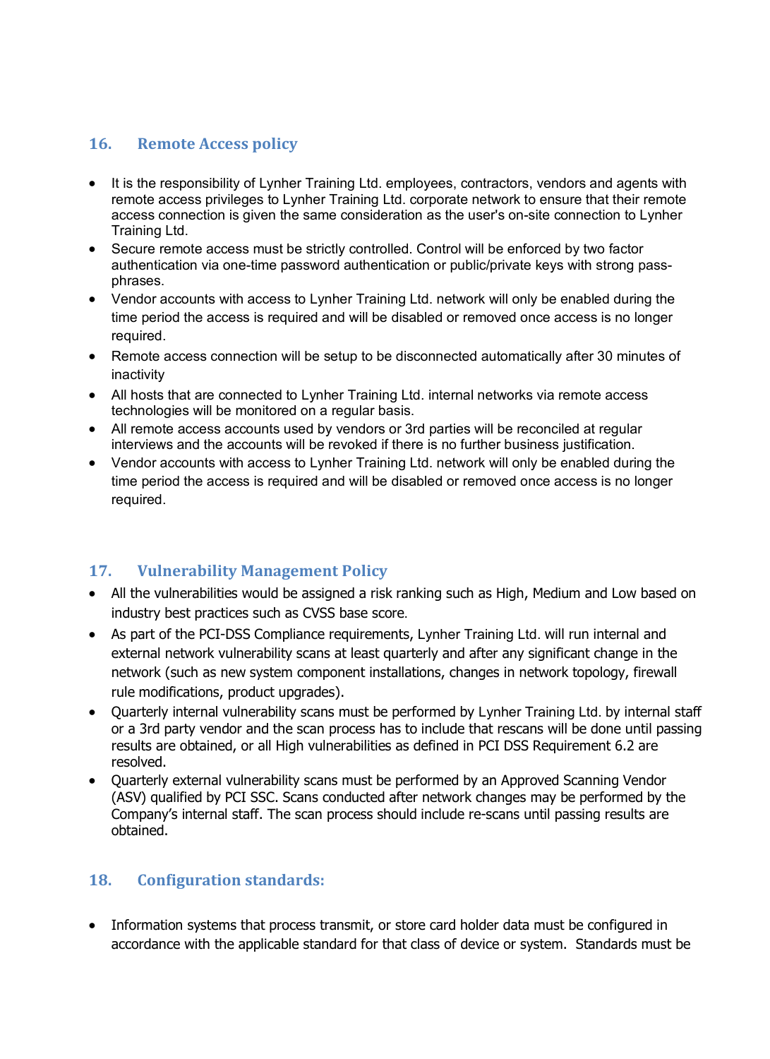## 16. Remote Access policy

- It is the responsibility of Lynher Training Ltd. employees, contractors, vendors and agents with remote access privileges to Lynher Training Ltd. corporate network to ensure that their remote access connection is given the same consideration as the user's on-site connection to Lynher Training Ltd.
- Secure remote access must be strictly controlled. Control will be enforced by two factor authentication via one-time password authentication or public/private keys with strong pass-phrases.
- Vendor accounts with access to Lynher Training Ltd. network will only be enabled during the time period the access is required and will be disabled or removed once access is no longer required.
- Remote access connection will be setup to be disconnected automatically after 30 minutes of inactivity
- All hosts that are connected to Lynher Training Ltd. internal networks via remote access technologies will be monitored on a regular basis.
- All remote access accounts used by vendors or 3rd parties will be reconciled at regular interviews and the accounts will be revoked if there is no further business justification.
- Vendor accounts with access to Lynher Training Ltd. network will only be enabled during the time period the access is required and will be disabled or removed once access is no longer required.

## 17. Vulnerability Management Policy

- All the vulnerabilities would be assigned a risk ranking such as High, Medium and Low based on industry best practices such as CVSS base score.
- As part of the PCI-DSS Compliance requirements, Lynher Training Ltd. will run internal and external network vulnerability scans at least quarterly and after any significant change in the network (such as new system component installations, changes in network topology, firewall rule modifications, product upgrades).
- Quarterly internal vulnerability scans must be performed by Lynher Training Ltd. by internal staff or a 3rd party vendor and the scan process has to include that rescans will be done until passing results are obtained, or all High vulnerabilities as defined in PCI DSS Requirement 6.2 are resolved.
- Quarterly external vulnerability scans must be performed by an Approved Scanning Vendor (ASV) qualified by PCI SSC. Scans conducted after network changes may be performed by the Company's internal staff. The scan process should include re-scans until passing results are obtained.

## 18. Configuration standards:

- Information systems that process transmit, or store card holder data must be configured in accordance with the applicable standard for that class of device or system. Standards must be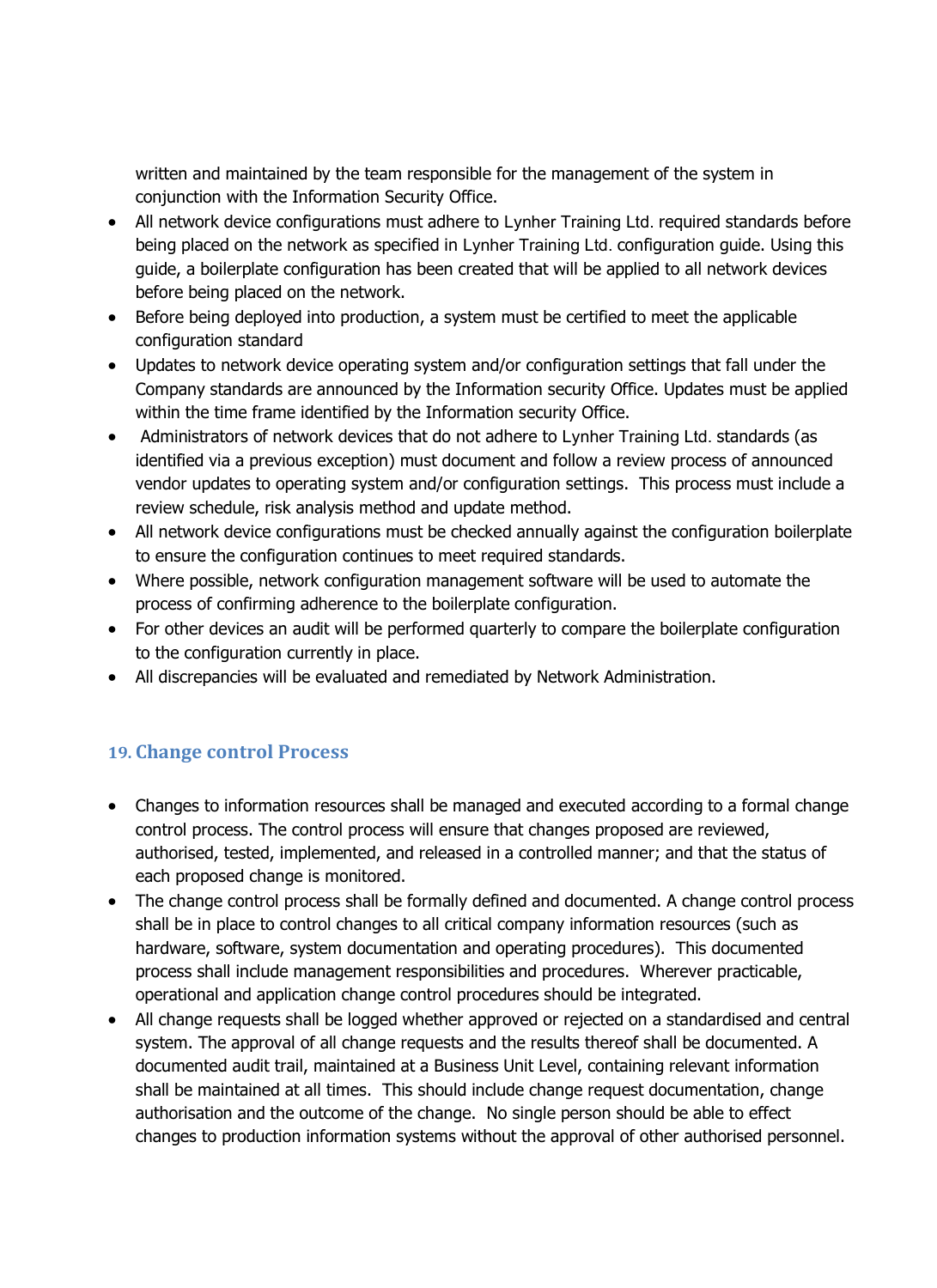written and maintained by the team responsible for the management of the system in conjunction with the Information Security Office.

- All network device configurations must adhere to Lynher Training Ltd. required standards before being placed on the network as specified in Lynher Training Ltd. configuration guide. Using this guide, a boilerplate configuration has been created that will be applied to all network devices before being placed on the network.
- Before being deployed into production, a system must be certified to meet the applicable configuration standard
- Updates to network device operating system and/or configuration settings that fall under the Company standards are announced by the Information security Office. Updates must be applied within the time frame identified by the Information security Office.
- Administrators of network devices that do not adhere to Lynher Training Ltd. standards (as identified via a previous exception) must document and follow a review process of announced vendor updates to operating system and/or configuration settings. This process must include a review schedule, risk analysis method and update method.
- All network device configurations must be checked annually against the configuration boilerplate to ensure the configuration continues to meet required standards.
- Where possible, network configuration management software will be used to automate the process of confirming adherence to the boilerplate configuration.
- For other devices an audit will be performed quarterly to compare the boilerplate configuration to the configuration currently in place.
- All discrepancies will be evaluated and remediated by Network Administration.

## 19. Change control Process

- Changes to information resources shall be managed and executed according to a formal change control process. The control process will ensure that changes proposed are reviewed, authorised, tested, implemented, and released in a controlled manner; and that the status of each proposed change is monitored.
- The change control process shall be formally defined and documented. A change control process shall be in place to control changes to all critical company information resources (such as hardware, software, system documentation and operating procedures). This documented process shall include management responsibilities and procedures. Wherever practicable, operational and application change control procedures should be integrated.
- All change requests shall be logged whether approved or rejected on a standardised and central system. The approval of all change requests and the results thereof shall be documented. A documented audit trail, maintained at a Business Unit Level, containing relevant information shall be maintained at all times. This should include change request documentation, change authorisation and the outcome of the change. No single person should be able to effect changes to production information systems without the approval of other authorised personnel.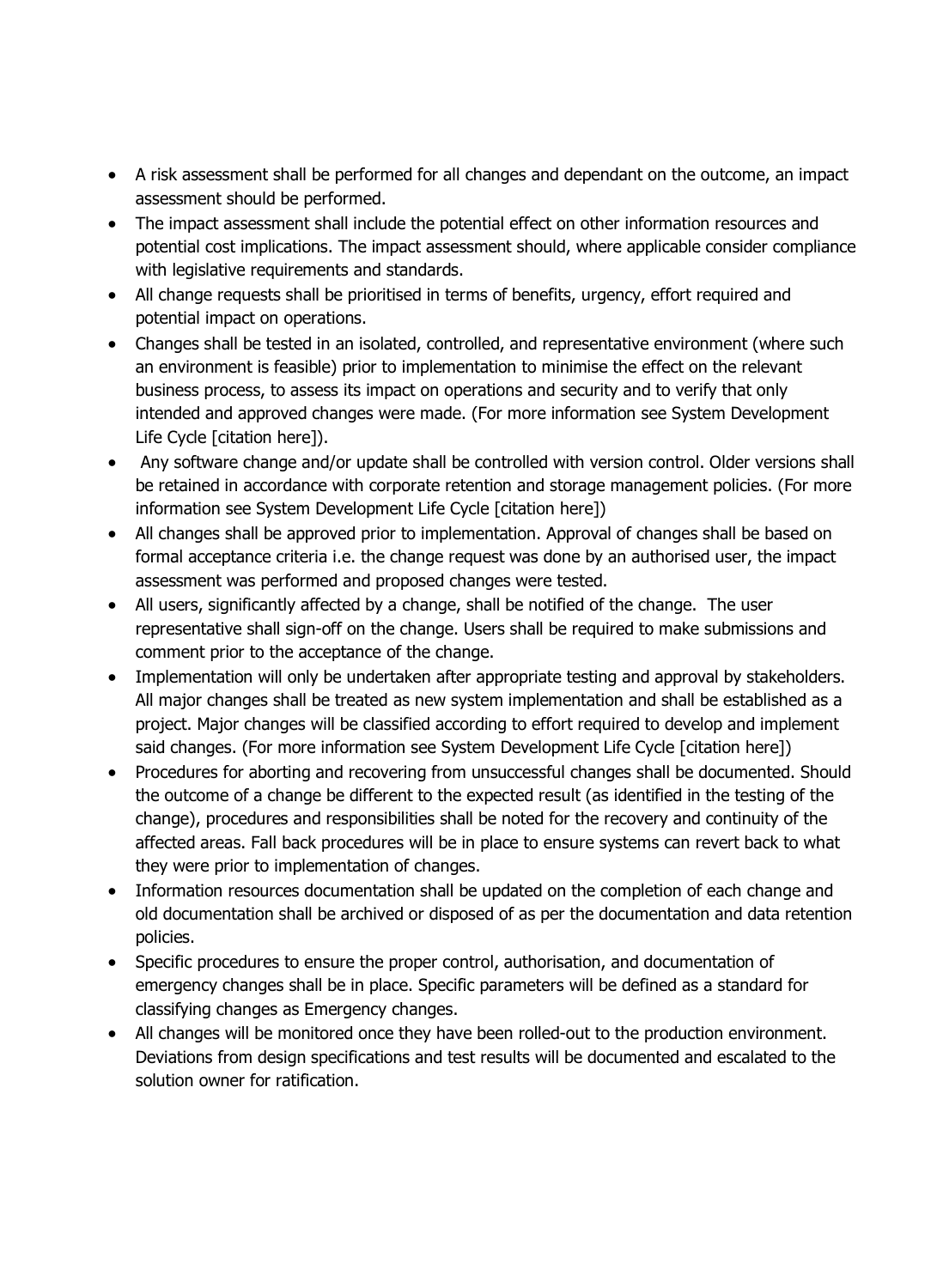- A risk assessment shall be performed for all changes and dependant on the outcome, an impact assessment should be performed.
- The impact assessment shall include the potential effect on other information resources and potential cost implications. The impact assessment should, where applicable consider compliance with legislative requirements and standards.
- All change requests shall be prioritised in terms of benefits, urgency, effort required and potential impact on operations.
- Changes shall be tested in an isolated, controlled, and representative environment (where such an environment is feasible) prior to implementation to minimise the effect on the relevant business process, to assess its impact on operations and security and to verify that only intended and approved changes were made. (For more information see System Development Life Cycle [citation here]).
- Any software change and/or update shall be controlled with version control. Older versions shall be retained in accordance with corporate retention and storage management policies. (For more information see System Development Life Cycle [citation here])
- All changes shall be approved prior to implementation. Approval of changes shall be based on formal acceptance criteria i.e. the change request was done by an authorised user, the impact assessment was performed and proposed changes were tested.
- All users, significantly affected by a change, shall be notified of the change. The user representative shall sign-off on the change. Users shall be required to make submissions and comment prior to the acceptance of the change.
- Implementation will only be undertaken after appropriate testing and approval by stakeholders. All major changes shall be treated as new system implementation and shall be established as a project. Major changes will be classified according to effort required to develop and implement said changes. (For more information see System Development Life Cycle [citation here])
- Procedures for aborting and recovering from unsuccessful changes shall be documented. Should the outcome of a change be different to the expected result (as identified in the testing of the change), procedures and responsibilities shall be noted for the recovery and continuity of the affected areas. Fall back procedures will be in place to ensure systems can revert back to what they were prior to implementation of changes.
- Information resources documentation shall be updated on the completion of each change and old documentation shall be archived or disposed of as per the documentation and data retention policies.
- Specific procedures to ensure the proper control, authorisation, and documentation of emergency changes shall be in place. Specific parameters will be defined as a standard for classifying changes as Emergency changes.
- All changes will be monitored once they have been rolled-out to the production environment. Deviations from design specifications and test results will be documented and escalated to the solution owner for ratification.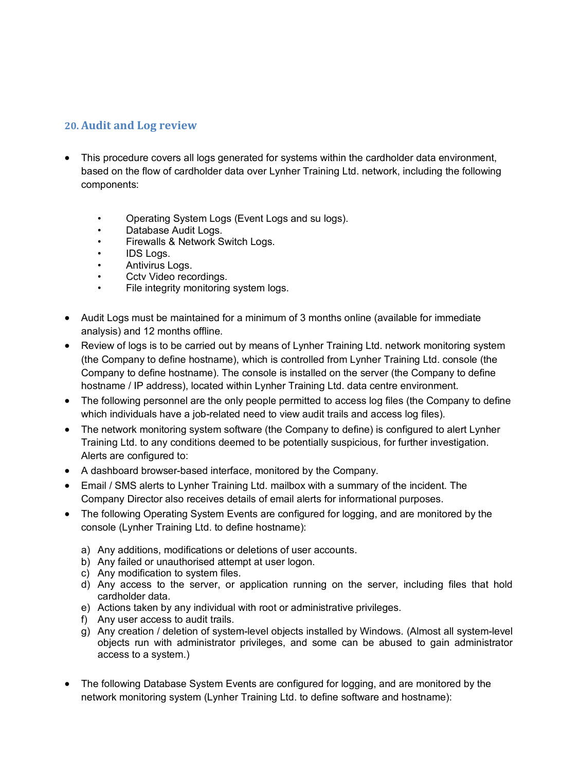## 20. Audit and Log review

- This procedure covers all logs generated for systems within the cardholder data environment, based on the flow of cardholder data over Lynher Training Ltd. network, including the following components:

  - Operating System Logs (Event Logs and su logs).
  - Database Audit Logs.
  - Firewalls & Network Switch Logs.
  - IDS Logs.
  - Antivirus Logs.
  - Cctv Video recordings.
  - File integrity monitoring system logs.

- Audit Logs must be maintained for a minimum of 3 months online (available for immediate analysis) and 12 months offline.
- Review of logs is to be carried out by means of Lynher Training Ltd. network monitoring system (the Company to define hostname), which is controlled from Lynher Training Ltd. console (the Company to define hostname). The console is installed on the server (the Company to define hostname / IP address), located within Lynher Training Ltd. data centre environment.
- The following personnel are the only people permitted to access log files (the Company to define which individuals have a job-related need to view audit trails and access log files).
- The network monitoring system software (the Company to define) is configured to alert Lynher Training Ltd. to any conditions deemed to be potentially suspicious, for further investigation. Alerts are configured to:
- A dashboard browser-based interface, monitored by the Company.
- Email / SMS alerts to Lynher Training Ltd. mailbox with a summary of the incident. The Company Director also receives details of email alerts for informational purposes.
- The following Operating System Events are configured for logging, and are monitored by the console (Lynher Training Ltd. to define hostname):

  a) Any additions, modifications or deletions of user accounts.
  b) Any failed or unauthorised attempt at user logon.
  c) Any modification to system files.
  d) Any access to the server, or application running on the server, including files that hold cardholder data.
  e) Actions taken by any individual with root or administrative privileges.
  f) Any user access to audit trails.
  g) Any creation / deletion of system-level objects installed by Windows. (Almost all system-level objects run with administrator privileges, and some can be abused to gain administrator access to a system.)

- The following Database System Events are configured for logging, and are monitored by the network monitoring system (Lynher Training Ltd. to define software and hostname):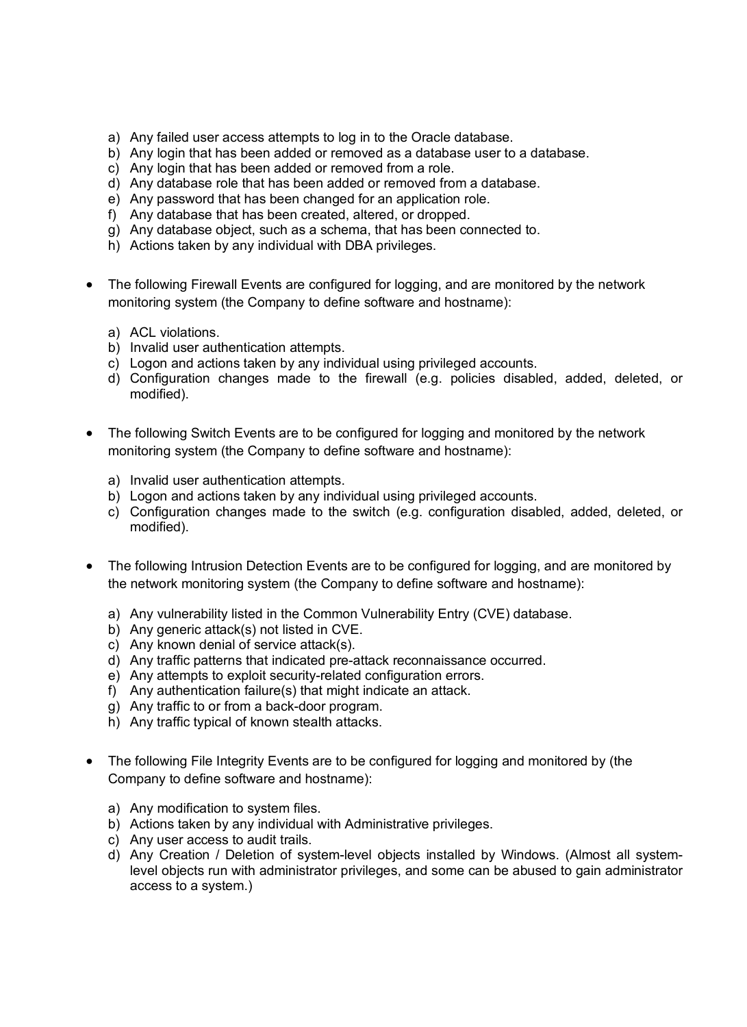a) Any failed user access attempts to log in to the Oracle database.
b) Any login that has been added or removed as a database user to a database.
c) Any login that has been added or removed from a role.
d) Any database role that has been added or removed from a database.
e) Any password that has been changed for an application role.
f) Any database that has been created, altered, or dropped.
g) Any database object, such as a schema, that has been connected to.
h) Actions taken by any individual with DBA privileges.

- The following Firewall Events are configured for logging, and are monitored by the network monitoring system (the Company to define software and hostname):

  a) ACL violations.
  b) Invalid user authentication attempts.
  c) Logon and actions taken by any individual using privileged accounts.
  d) Configuration changes made to the firewall (e.g. policies disabled, added, deleted, or modified).

- The following Switch Events are to be configured for logging and monitored by the network monitoring system (the Company to define software and hostname):

  a) Invalid user authentication attempts.
  b) Logon and actions taken by any individual using privileged accounts.
  c) Configuration changes made to the switch (e.g. configuration disabled, added, deleted, or modified).

- The following Intrusion Detection Events are to be configured for logging, and are monitored by the network monitoring system (the Company to define software and hostname):

  a) Any vulnerability listed in the Common Vulnerability Entry (CVE) database.
  b) Any generic attack(s) not listed in CVE.
  c) Any known denial of service attack(s).
  d) Any traffic patterns that indicated pre-attack reconnaissance occurred.
  e) Any attempts to exploit security-related configuration errors.
  f) Any authentication failure(s) that might indicate an attack.
  g) Any traffic to or from a back-door program.
  h) Any traffic typical of known stealth attacks.

- The following File Integrity Events are to be configured for logging and monitored by (the Company to define software and hostname):

  a) Any modification to system files.
  b) Actions taken by any individual with Administrative privileges.
  c) Any user access to audit trails.
  d) Any Creation / Deletion of system-level objects installed by Windows. (Almost all system-level objects run with administrator privileges, and some can be abused to gain administrator access to a system.)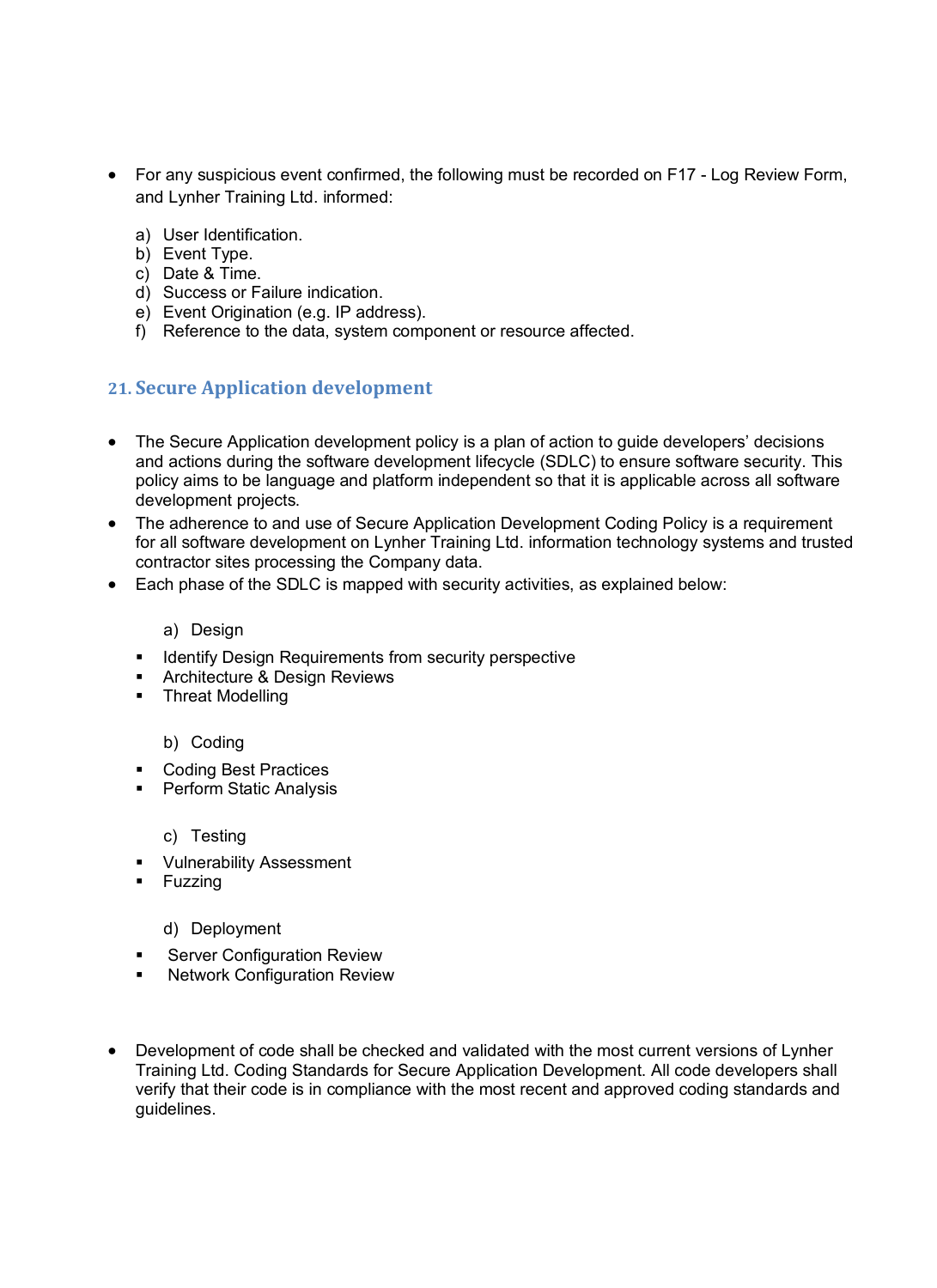- For any suspicious event confirmed, the following must be recorded on F17 - Log Review Form, and Lynher Training Ltd. informed:

  a) User Identification.
  b) Event Type.
  c) Date & Time.
  d) Success or Failure indication.
  e) Event Origination (e.g. IP address).
  f) Reference to the data, system component or resource affected.

## 21. Secure Application development

- The Secure Application development policy is a plan of action to guide developers' decisions and actions during the software development lifecycle (SDLC) to ensure software security. This policy aims to be language and platform independent so that it is applicable across all software development projects.
- The adherence to and use of Secure Application Development Coding Policy is a requirement for all software development on Lynher Training Ltd. information technology systems and trusted contractor sites processing the Company data.
- Each phase of the SDLC is mapped with security activities, as explained below:

  a) Design

  - Identify Design Requirements from security perspective
  - Architecture & Design Reviews
  - Threat Modelling

  b) Coding

  - Coding Best Practices
  - Perform Static Analysis

  c) Testing

  - Vulnerability Assessment
  - Fuzzing

  d) Deployment

  - Server Configuration Review
  - Network Configuration Review

- Development of code shall be checked and validated with the most current versions of Lynher Training Ltd. Coding Standards for Secure Application Development. All code developers shall verify that their code is in compliance with the most recent and approved coding standards and guidelines.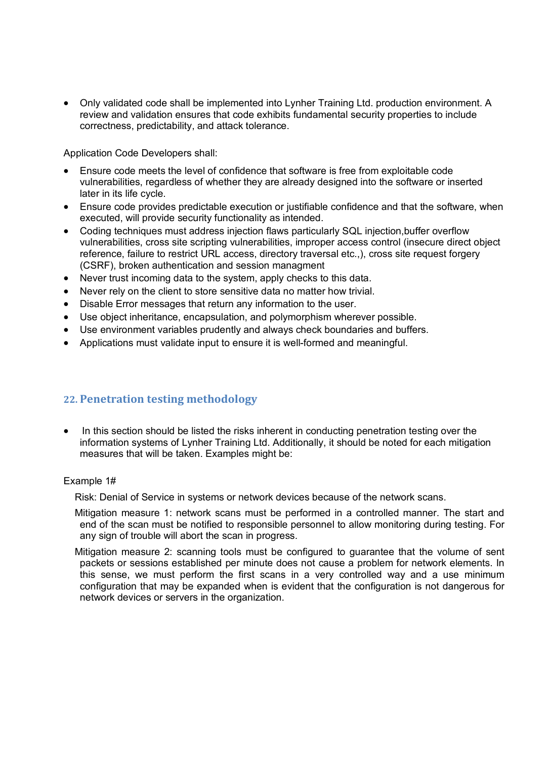- Only validated code shall be implemented into Lynher Training Ltd. production environment. A review and validation ensures that code exhibits fundamental security properties to include correctness, predictability, and attack tolerance.

Application Code Developers shall:

- Ensure code meets the level of confidence that software is free from exploitable code vulnerabilities, regardless of whether they are already designed into the software or inserted later in its life cycle.
- Ensure code provides predictable execution or justifiable confidence and that the software, when executed, will provide security functionality as intended.
- Coding techniques must address injection flaws particularly SQL injection,buffer overflow vulnerabilities, cross site scripting vulnerabilities, improper access control (insecure direct object reference, failure to restrict URL access, directory traversal etc.,), cross site request forgery (CSRF), broken authentication and session managment
- Never trust incoming data to the system, apply checks to this data.
- Never rely on the client to store sensitive data no matter how trivial.
- Disable Error messages that return any information to the user.
- Use object inheritance, encapsulation, and polymorphism wherever possible.
- Use environment variables prudently and always check boundaries and buffers.
- Applications must validate input to ensure it is well-formed and meaningful.

## 22. Penetration testing methodology

- In this section should be listed the risks inherent in conducting penetration testing over the information systems of Lynher Training Ltd. Additionally, it should be noted for each mitigation measures that will be taken. Examples might be:

Example 1#

Risk: Denial of Service in systems or network devices because of the network scans.

Mitigation measure 1: network scans must be performed in a controlled manner. The start and end of the scan must be notified to responsible personnel to allow monitoring during testing. For any sign of trouble will abort the scan in progress.

Mitigation measure 2: scanning tools must be configured to guarantee that the volume of sent packets or sessions established per minute does not cause a problem for network elements. In this sense, we must perform the first scans in a very controlled way and a use minimum configuration that may be expanded when is evident that the configuration is not dangerous for network devices or servers in the organization.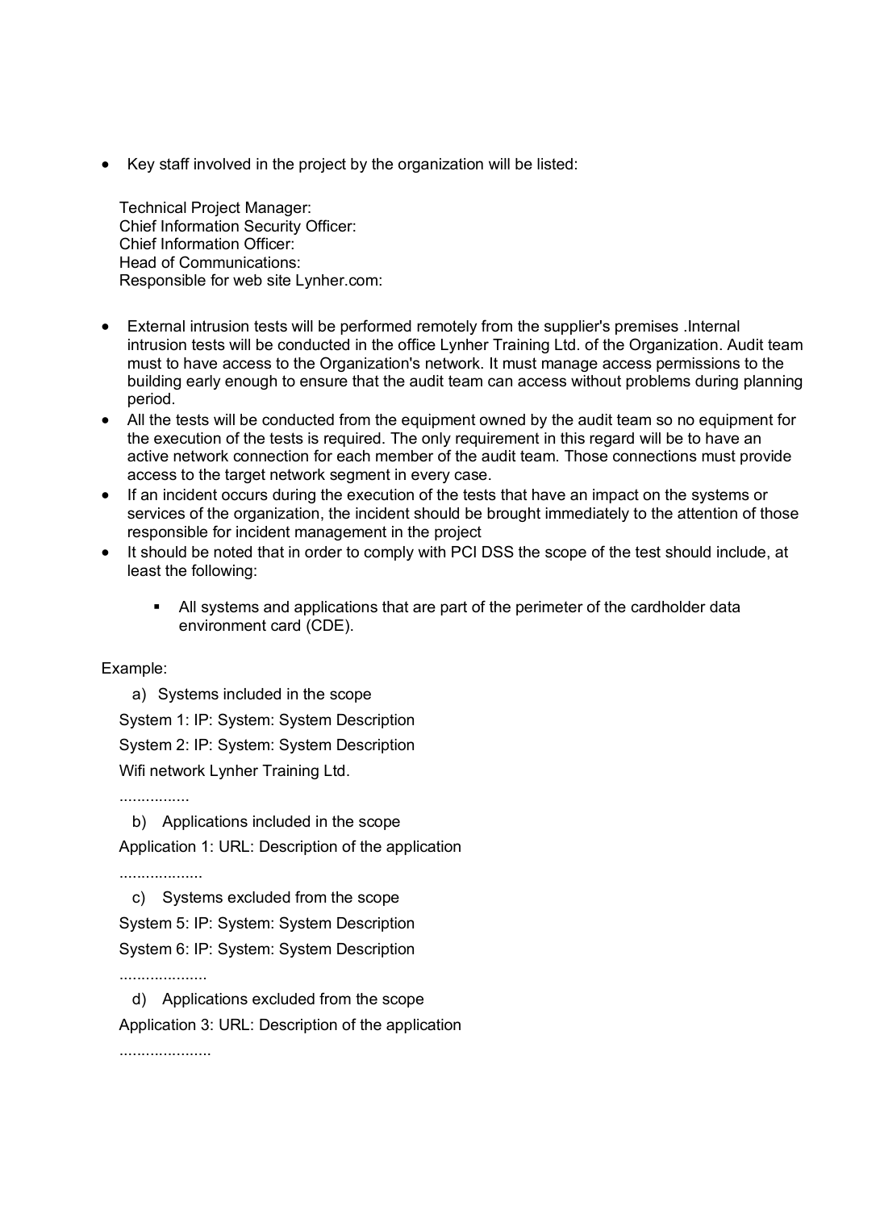- Key staff involved in the project by the organization will be listed:

  Technical Project Manager:
  Chief Information Security Officer:
  Chief Information Officer:
  Head of Communications:
  Responsible for web site Lynher.com:

- External intrusion tests will be performed remotely from the supplier's premises .Internal intrusion tests will be conducted in the office Lynher Training Ltd. of the Organization. Audit team must to have access to the Organization's network. It must manage access permissions to the building early enough to ensure that the audit team can access without problems during planning period.
- All the tests will be conducted from the equipment owned by the audit team so no equipment for the execution of the tests is required. The only requirement in this regard will be to have an active network connection for each member of the audit team. Those connections must provide access to the target network segment in every case.
- If an incident occurs during the execution of the tests that have an impact on the systems or services of the organization, the incident should be brought immediately to the attention of those responsible for incident management in the project
- It should be noted that in order to comply with PCI DSS the scope of the test should include, at least the following:

  - All systems and applications that are part of the perimeter of the cardholder data environment card (CDE).

Example:

a) Systems included in the scope

System 1: IP: System: System Description

System 2: IP: System: System Description

Wifi network Lynher Training Ltd.

................

b) Applications included in the scope

Application 1: URL: Description of the application

...................

c) Systems excluded from the scope

System 5: IP: System: System Description

System 6: IP: System: System Description

....................

d) Applications excluded from the scope

Application 3: URL: Description of the application

.....................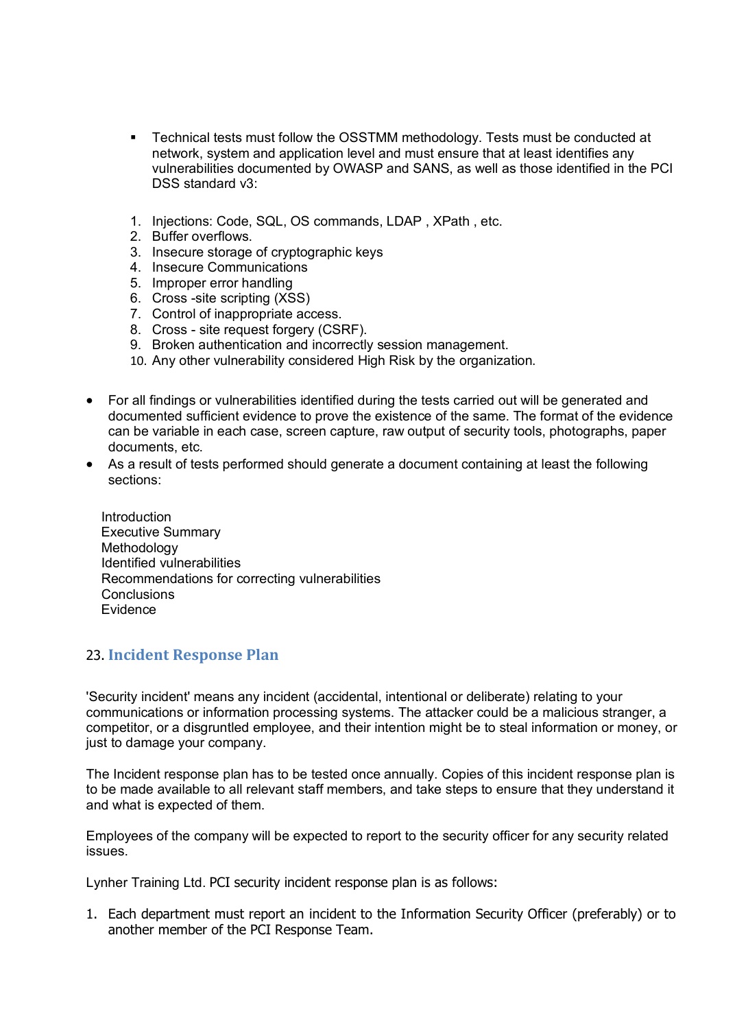- Technical tests must follow the OSSTMM methodology. Tests must be conducted at network, system and application level and must ensure that at least identifies any vulnerabilities documented by OWASP and SANS, as well as those identified in the PCI DSS standard v3:

1. Injections: Code, SQL, OS commands, LDAP , XPath , etc.
2. Buffer overflows.
3. Insecure storage of cryptographic keys
4. Insecure Communications
5. Improper error handling
6. Cross -site scripting (XSS)
7. Control of inappropriate access.
8. Cross - site request forgery (CSRF).
9. Broken authentication and incorrectly session management.
10. Any other vulnerability considered High Risk by the organization.

- For all findings or vulnerabilities identified during the tests carried out will be generated and documented sufficient evidence to prove the existence of the same. The format of the evidence can be variable in each case, screen capture, raw output of security tools, photographs, paper documents, etc.
- As a result of tests performed should generate a document containing at least the following sections:

  Introduction
  Executive Summary
  Methodology
  Identified vulnerabilities
  Recommendations for correcting vulnerabilities
  Conclusions
  Evidence

## 23. Incident Response Plan

'Security incident' means any incident (accidental, intentional or deliberate) relating to your communications or information processing systems. The attacker could be a malicious stranger, a competitor, or a disgruntled employee, and their intention might be to steal information or money, or just to damage your company.

The Incident response plan has to be tested once annually. Copies of this incident response plan is to be made available to all relevant staff members, and take steps to ensure that they understand it and what is expected of them.

Employees of the company will be expected to report to the security officer for any security related issues.

Lynher Training Ltd. PCI security incident response plan is as follows:

1. Each department must report an incident to the Information Security Officer (preferably) or to another member of the PCI Response Team.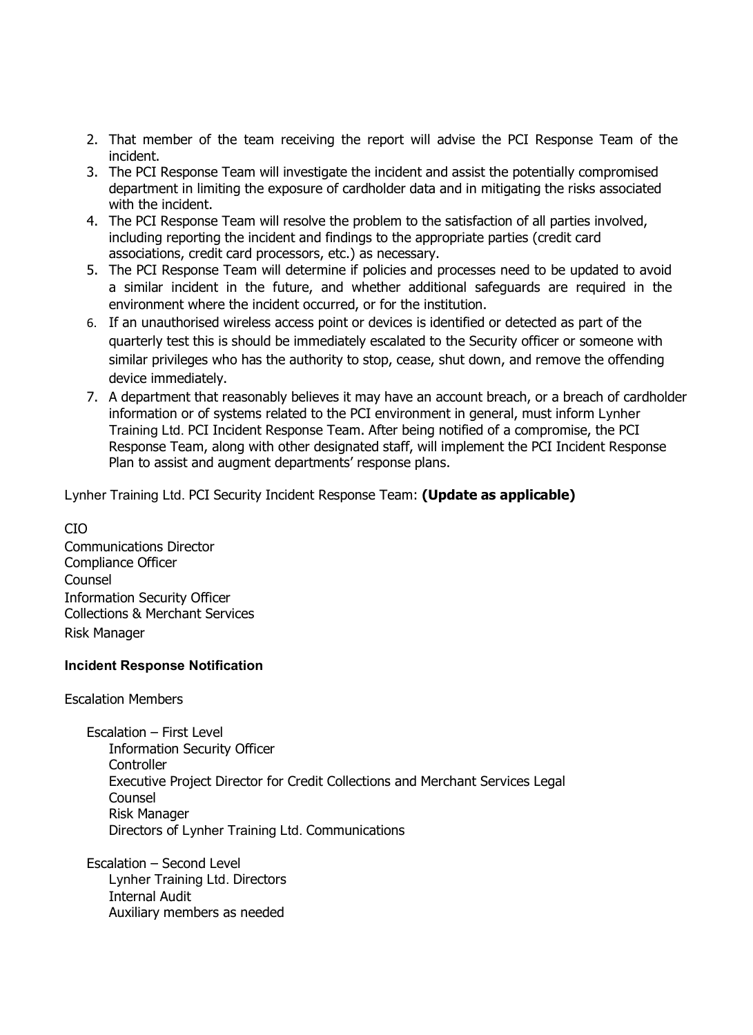2. That member of the team receiving the report will advise the PCI Response Team of the incident.
3. The PCI Response Team will investigate the incident and assist the potentially compromised department in limiting the exposure of cardholder data and in mitigating the risks associated with the incident.
4. The PCI Response Team will resolve the problem to the satisfaction of all parties involved, including reporting the incident and findings to the appropriate parties (credit card associations, credit card processors, etc.) as necessary.
5. The PCI Response Team will determine if policies and processes need to be updated to avoid a similar incident in the future, and whether additional safeguards are required in the environment where the incident occurred, or for the institution.
6. If an unauthorised wireless access point or devices is identified or detected as part of the quarterly test this is should be immediately escalated to the Security officer or someone with similar privileges who has the authority to stop, cease, shut down, and remove the offending device immediately.
7. A department that reasonably believes it may have an account breach, or a breach of cardholder information or of systems related to the PCI environment in general, must inform Lynher Training Ltd. PCI Incident Response Team. After being notified of a compromise, the PCI Response Team, along with other designated staff, will implement the PCI Incident Response Plan to assist and augment departments' response plans.

Lynher Training Ltd. PCI Security Incident Response Team: **(Update as applicable)**

CIO
Communications Director
Compliance Officer
Counsel
Information Security Officer
Collections & Merchant Services
Risk Manager

**Incident Response Notification**

Escalation Members

Escalation – First Level
- Information Security Officer
- Controller
- Executive Project Director for Credit Collections and Merchant Services Legal Counsel
- Risk Manager
- Directors of Lynher Training Ltd. Communications

Escalation – Second Level
- Lynher Training Ltd. Directors
- Internal Audit
- Auxiliary members as needed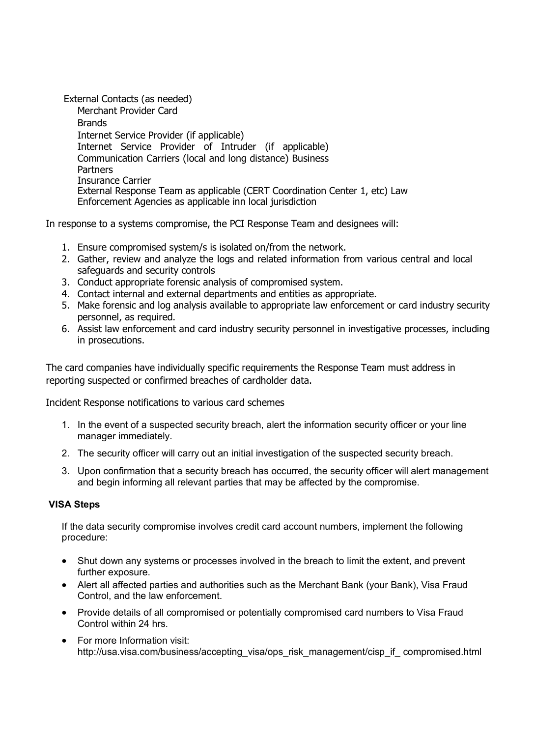External Contacts (as needed)

- Merchant Provider Card
- Brands
- Internet Service Provider (if applicable)
- Internet Service Provider of Intruder (if applicable)
- Communication Carriers (local and long distance) Business
- Partners
- Insurance Carrier
- External Response Team as applicable (CERT Coordination Center 1, etc) Law
- Enforcement Agencies as applicable inn local jurisdiction

In response to a systems compromise, the PCI Response Team and designees will:

1. Ensure compromised system/s is isolated on/from the network.
2. Gather, review and analyze the logs and related information from various central and local safeguards and security controls
3. Conduct appropriate forensic analysis of compromised system.
4. Contact internal and external departments and entities as appropriate.
5. Make forensic and log analysis available to appropriate law enforcement or card industry security personnel, as required.
6. Assist law enforcement and card industry security personnel in investigative processes, including in prosecutions.

The card companies have individually specific requirements the Response Team must address in reporting suspected or confirmed breaches of cardholder data.

Incident Response notifications to various card schemes

1. In the event of a suspected security breach, alert the information security officer or your line manager immediately.
2. The security officer will carry out an initial investigation of the suspected security breach.
3. Upon confirmation that a security breach has occurred, the security officer will alert management and begin informing all relevant parties that may be affected by the compromise.

**VISA Steps**

If the data security compromise involves credit card account numbers, implement the following procedure:

- Shut down any systems or processes involved in the breach to limit the extent, and prevent further exposure.
- Alert all affected parties and authorities such as the Merchant Bank (your Bank), Visa Fraud Control, and the law enforcement.
- Provide details of all compromised or potentially compromised card numbers to Visa Fraud Control within 24 hrs.
- For more Information visit: http://usa.visa.com/business/accepting_visa/ops_risk_management/cisp_if_ compromised.html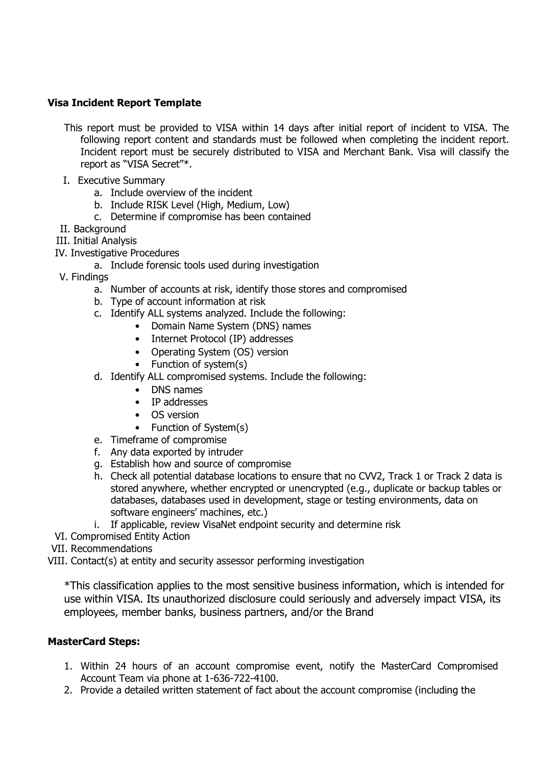**Visa Incident Report Template**

This report must be provided to VISA within 14 days after initial report of incident to VISA. The following report content and standards must be followed when completing the incident report. Incident report must be securely distributed to VISA and Merchant Bank. Visa will classify the report as "VISA Secret"*.

I. Executive Summary
   a. Include overview of the incident
   b. Include RISK Level (High, Medium, Low)
   c. Determine if compromise has been contained
II. Background
III. Initial Analysis
IV. Investigative Procedures
   a. Include forensic tools used during investigation
V. Findings
   a. Number of accounts at risk, identify those stores and compromised
   b. Type of account information at risk
   c. Identify ALL systems analyzed. Include the following:
      - Domain Name System (DNS) names
      - Internet Protocol (IP) addresses
      - Operating System (OS) version
      - Function of system(s)
   d. Identify ALL compromised systems. Include the following:
      - DNS names
      - IP addresses
      - OS version
      - Function of System(s)
   e. Timeframe of compromise
   f. Any data exported by intruder
   g. Establish how and source of compromise
   h. Check all potential database locations to ensure that no CVV2, Track 1 or Track 2 data is stored anywhere, whether encrypted or unencrypted (e.g., duplicate or backup tables or databases, databases used in development, stage or testing environments, data on software engineers' machines, etc.)
   i. If applicable, review VisaNet endpoint security and determine risk
VI. Compromised Entity Action
VII. Recommendations
VIII. Contact(s) at entity and security assessor performing investigation

*This classification applies to the most sensitive business information, which is intended for use within VISA. Its unauthorized disclosure could seriously and adversely impact VISA, its employees, member banks, business partners, and/or the Brand

**MasterCard Steps:**

1. Within 24 hours of an account compromise event, notify the MasterCard Compromised Account Team via phone at 1-636-722-4100.
2. Provide a detailed written statement of fact about the account compromise (including the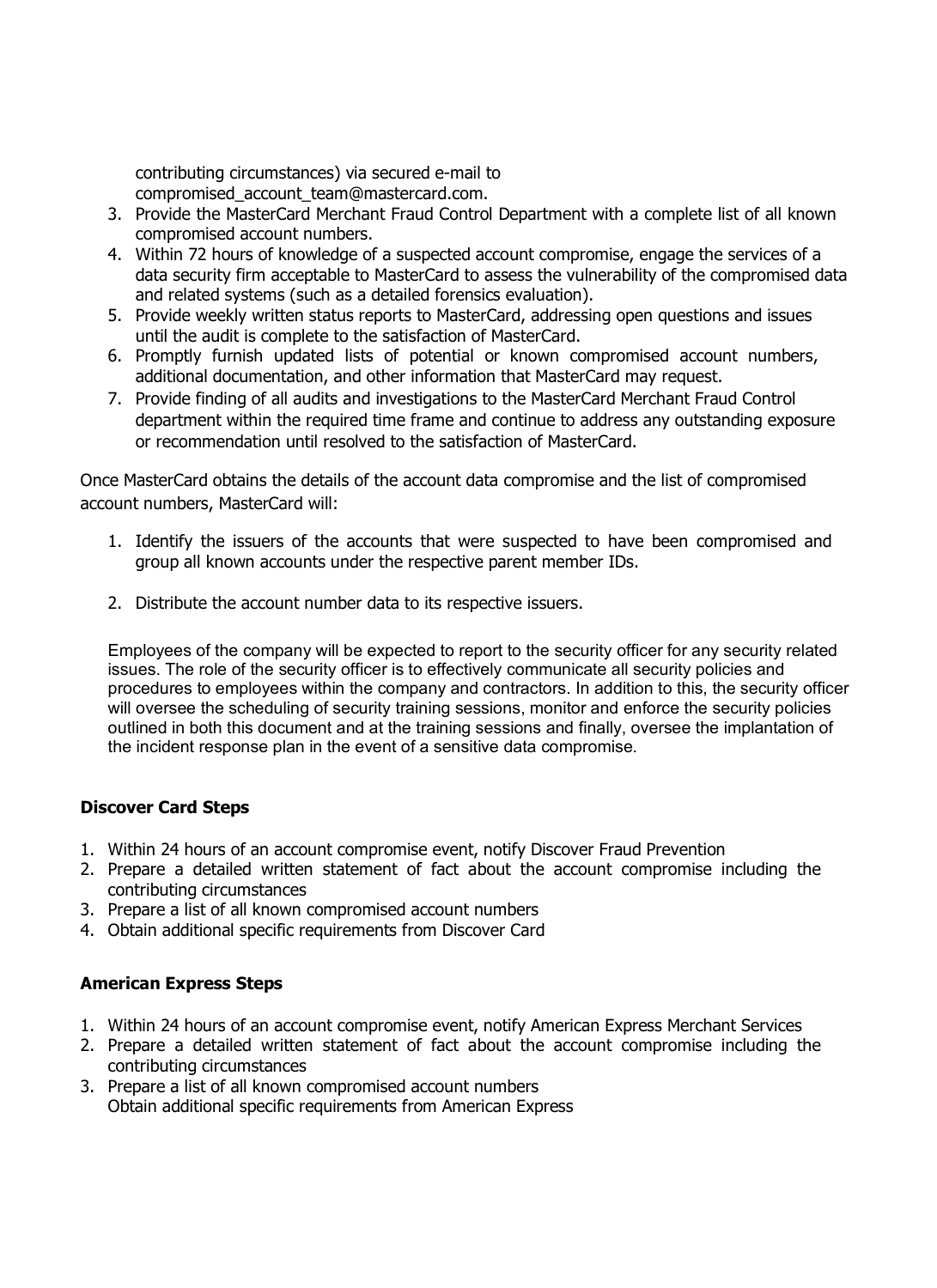contributing circumstances) via secured e-mail to compromised_account_team@mastercard.com.

3. Provide the MasterCard Merchant Fraud Control Department with a complete list of all known compromised account numbers.
4. Within 72 hours of knowledge of a suspected account compromise, engage the services of a data security firm acceptable to MasterCard to assess the vulnerability of the compromised data and related systems (such as a detailed forensics evaluation).
5. Provide weekly written status reports to MasterCard, addressing open questions and issues until the audit is complete to the satisfaction of MasterCard.
6. Promptly furnish updated lists of potential or known compromised account numbers, additional documentation, and other information that MasterCard may request.
7. Provide finding of all audits and investigations to the MasterCard Merchant Fraud Control department within the required time frame and continue to address any outstanding exposure or recommendation until resolved to the satisfaction of MasterCard.

Once MasterCard obtains the details of the account data compromise and the list of compromised account numbers, MasterCard will:

1. Identify the issuers of the accounts that were suspected to have been compromised and group all known accounts under the respective parent member IDs.
2. Distribute the account number data to its respective issuers.

Employees of the company will be expected to report to the security officer for any security related issues. The role of the security officer is to effectively communicate all security policies and procedures to employees within the company and contractors. In addition to this, the security officer will oversee the scheduling of security training sessions, monitor and enforce the security policies outlined in both this document and at the training sessions and finally, oversee the implantation of the incident response plan in the event of a sensitive data compromise.

**Discover Card Steps**

1. Within 24 hours of an account compromise event, notify Discover Fraud Prevention
2. Prepare a detailed written statement of fact about the account compromise including the contributing circumstances
3. Prepare a list of all known compromised account numbers
4. Obtain additional specific requirements from Discover Card

**American Express Steps**

1. Within 24 hours of an account compromise event, notify American Express Merchant Services
2. Prepare a detailed written statement of fact about the account compromise including the contributing circumstances
3. Prepare a list of all known compromised account numbers
   Obtain additional specific requirements from American Express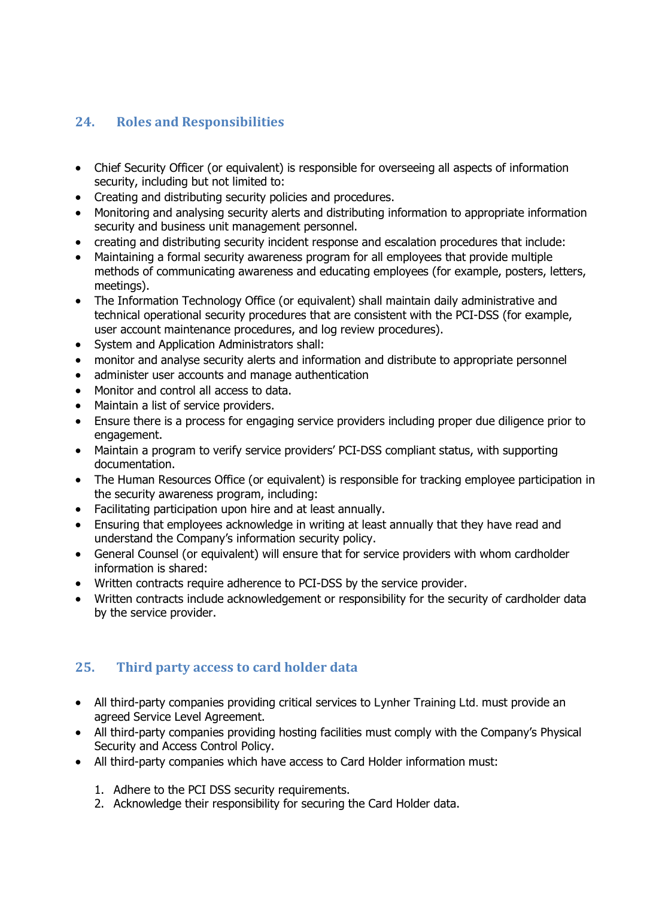## 24. Roles and Responsibilities

- Chief Security Officer (or equivalent) is responsible for overseeing all aspects of information security, including but not limited to:
- Creating and distributing security policies and procedures.
- Monitoring and analysing security alerts and distributing information to appropriate information security and business unit management personnel.
- creating and distributing security incident response and escalation procedures that include:
- Maintaining a formal security awareness program for all employees that provide multiple methods of communicating awareness and educating employees (for example, posters, letters, meetings).
- The Information Technology Office (or equivalent) shall maintain daily administrative and technical operational security procedures that are consistent with the PCI-DSS (for example, user account maintenance procedures, and log review procedures).
- System and Application Administrators shall:
- monitor and analyse security alerts and information and distribute to appropriate personnel
- administer user accounts and manage authentication
- Monitor and control all access to data.
- Maintain a list of service providers.
- Ensure there is a process for engaging service providers including proper due diligence prior to engagement.
- Maintain a program to verify service providers' PCI-DSS compliant status, with supporting documentation.
- The Human Resources Office (or equivalent) is responsible for tracking employee participation in the security awareness program, including:
- Facilitating participation upon hire and at least annually.
- Ensuring that employees acknowledge in writing at least annually that they have read and understand the Company's information security policy.
- General Counsel (or equivalent) will ensure that for service providers with whom cardholder information is shared:
- Written contracts require adherence to PCI-DSS by the service provider.
- Written contracts include acknowledgement or responsibility for the security of cardholder data by the service provider.

## 25. Third party access to card holder data

- All third-party companies providing critical services to Lynher Training Ltd. must provide an agreed Service Level Agreement.
- All third-party companies providing hosting facilities must comply with the Company's Physical Security and Access Control Policy.
- All third-party companies which have access to Card Holder information must:

  1. Adhere to the PCI DSS security requirements.
  2. Acknowledge their responsibility for securing the Card Holder data.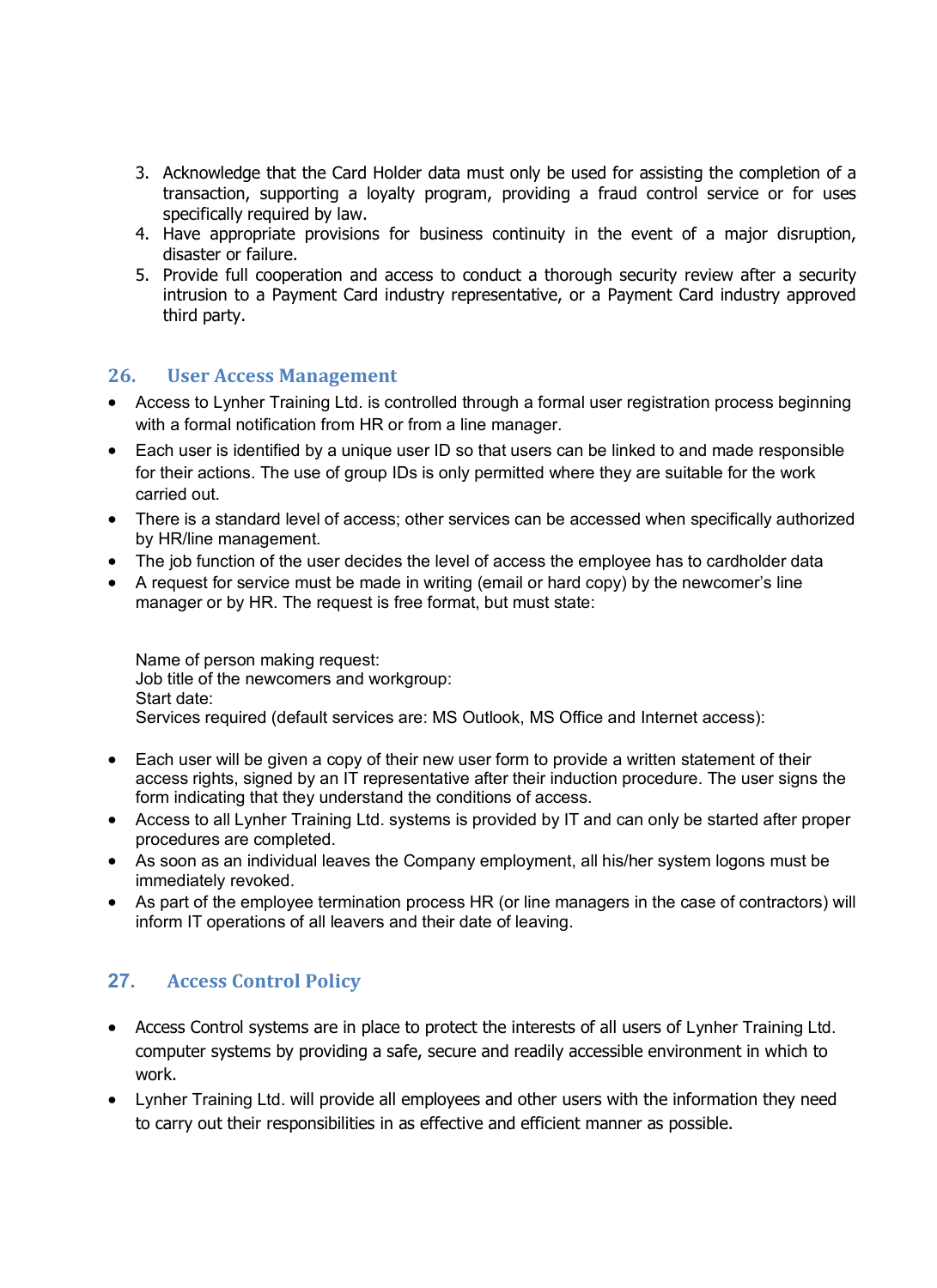3. Acknowledge that the Card Holder data must only be used for assisting the completion of a transaction, supporting a loyalty program, providing a fraud control service or for uses specifically required by law.
4. Have appropriate provisions for business continuity in the event of a major disruption, disaster or failure.
5. Provide full cooperation and access to conduct a thorough security review after a security intrusion to a Payment Card industry representative, or a Payment Card industry approved third party.

## 26. User Access Management

- Access to Lynher Training Ltd. is controlled through a formal user registration process beginning with a formal notification from HR or from a line manager.
- Each user is identified by a unique user ID so that users can be linked to and made responsible for their actions. The use of group IDs is only permitted where they are suitable for the work carried out.
- There is a standard level of access; other services can be accessed when specifically authorized by HR/line management.
- The job function of the user decides the level of access the employee has to cardholder data
- A request for service must be made in writing (email or hard copy) by the newcomer's line manager or by HR. The request is free format, but must state:

  Name of person making request:
  Job title of the newcomers and workgroup:
  Start date:
  Services required (default services are: MS Outlook, MS Office and Internet access):

- Each user will be given a copy of their new user form to provide a written statement of their access rights, signed by an IT representative after their induction procedure. The user signs the form indicating that they understand the conditions of access.
- Access to all Lynher Training Ltd. systems is provided by IT and can only be started after proper procedures are completed.
- As soon as an individual leaves the Company employment, all his/her system logons must be immediately revoked.
- As part of the employee termination process HR (or line managers in the case of contractors) will inform IT operations of all leavers and their date of leaving.

## 27. Access Control Policy

- Access Control systems are in place to protect the interests of all users of Lynher Training Ltd. computer systems by providing a safe, secure and readily accessible environment in which to work.
- Lynher Training Ltd. will provide all employees and other users with the information they need to carry out their responsibilities in as effective and efficient manner as possible.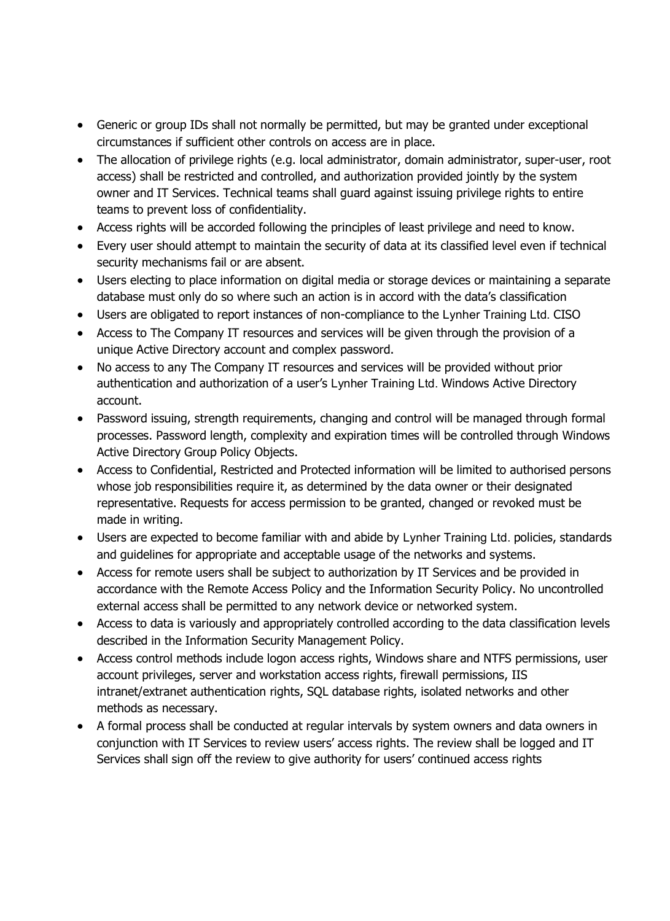- Generic or group IDs shall not normally be permitted, but may be granted under exceptional circumstances if sufficient other controls on access are in place.
- The allocation of privilege rights (e.g. local administrator, domain administrator, super-user, root access) shall be restricted and controlled, and authorization provided jointly by the system owner and IT Services. Technical teams shall guard against issuing privilege rights to entire teams to prevent loss of confidentiality.
- Access rights will be accorded following the principles of least privilege and need to know.
- Every user should attempt to maintain the security of data at its classified level even if technical security mechanisms fail or are absent.
- Users electing to place information on digital media or storage devices or maintaining a separate database must only do so where such an action is in accord with the data's classification
- Users are obligated to report instances of non-compliance to the Lynher Training Ltd. CISO
- Access to The Company IT resources and services will be given through the provision of a unique Active Directory account and complex password.
- No access to any The Company IT resources and services will be provided without prior authentication and authorization of a user's Lynher Training Ltd. Windows Active Directory account.
- Password issuing, strength requirements, changing and control will be managed through formal processes. Password length, complexity and expiration times will be controlled through Windows Active Directory Group Policy Objects.
- Access to Confidential, Restricted and Protected information will be limited to authorised persons whose job responsibilities require it, as determined by the data owner or their designated representative. Requests for access permission to be granted, changed or revoked must be made in writing.
- Users are expected to become familiar with and abide by Lynher Training Ltd. policies, standards and guidelines for appropriate and acceptable usage of the networks and systems.
- Access for remote users shall be subject to authorization by IT Services and be provided in accordance with the Remote Access Policy and the Information Security Policy. No uncontrolled external access shall be permitted to any network device or networked system.
- Access to data is variously and appropriately controlled according to the data classification levels described in the Information Security Management Policy.
- Access control methods include logon access rights, Windows share and NTFS permissions, user account privileges, server and workstation access rights, firewall permissions, IIS intranet/extranet authentication rights, SQL database rights, isolated networks and other methods as necessary.
- A formal process shall be conducted at regular intervals by system owners and data owners in conjunction with IT Services to review users' access rights. The review shall be logged and IT Services shall sign off the review to give authority for users' continued access rights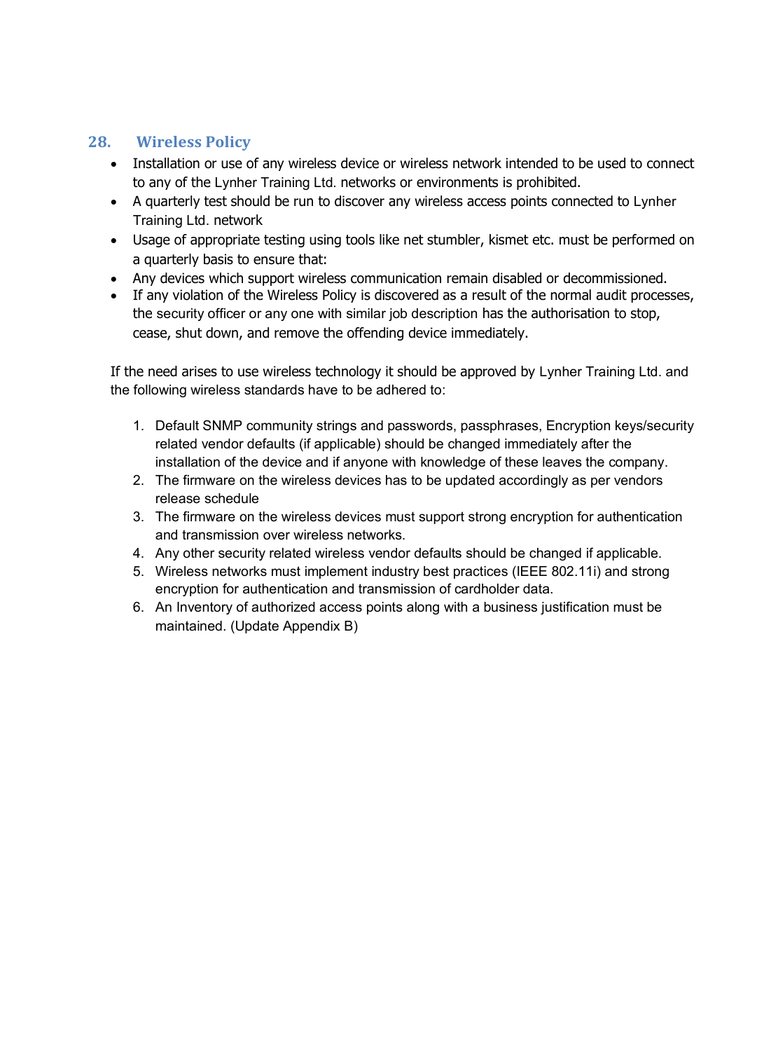## 28. Wireless Policy

- Installation or use of any wireless device or wireless network intended to be used to connect to any of the Lynher Training Ltd. networks or environments is prohibited.
- A quarterly test should be run to discover any wireless access points connected to Lynher Training Ltd. network
- Usage of appropriate testing using tools like net stumbler, kismet etc. must be performed on a quarterly basis to ensure that:
- Any devices which support wireless communication remain disabled or decommissioned.
- If any violation of the Wireless Policy is discovered as a result of the normal audit processes, the security officer or any one with similar job description has the authorisation to stop, cease, shut down, and remove the offending device immediately.

If the need arises to use wireless technology it should be approved by Lynher Training Ltd. and the following wireless standards have to be adhered to:

1. Default SNMP community strings and passwords, passphrases, Encryption keys/security related vendor defaults (if applicable) should be changed immediately after the installation of the device and if anyone with knowledge of these leaves the company.
2. The firmware on the wireless devices has to be updated accordingly as per vendors release schedule
3. The firmware on the wireless devices must support strong encryption for authentication and transmission over wireless networks.
4. Any other security related wireless vendor defaults should be changed if applicable.
5. Wireless networks must implement industry best practices (IEEE 802.11i) and strong encryption for authentication and transmission of cardholder data.
6. An Inventory of authorized access points along with a business justification must be maintained. (Update Appendix B)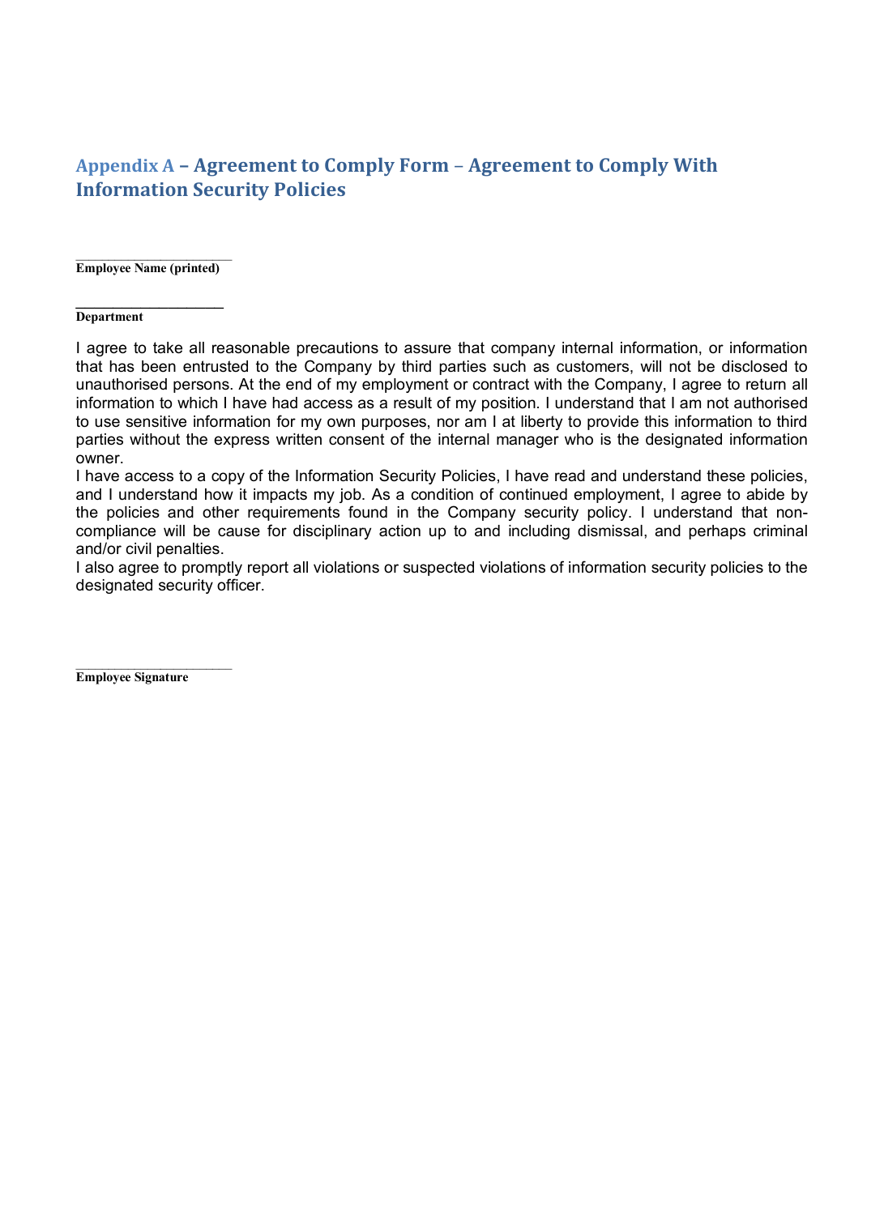## Appendix A – Agreement to Comply Form – Agreement to Comply With Information Security Policies

_______________________
**Employee Name (printed)**

_______________________
**Department**

I agree to take all reasonable precautions to assure that company internal information, or information that has been entrusted to the Company by third parties such as customers, will not be disclosed to unauthorised persons. At the end of my employment or contract with the Company, I agree to return all information to which I have had access as a result of my position. I understand that I am not authorised to use sensitive information for my own purposes, nor am I at liberty to provide this information to third parties without the express written consent of the internal manager who is the designated information owner.

I have access to a copy of the Information Security Policies, I have read and understand these policies, and I understand how it impacts my job. As a condition of continued employment, I agree to abide by the policies and other requirements found in the Company security policy. I understand that non-compliance will be cause for disciplinary action up to and including dismissal, and perhaps criminal and/or civil penalties.

I also agree to promptly report all violations or suspected violations of information security policies to the designated security officer.

_______________________
**Employee Signature**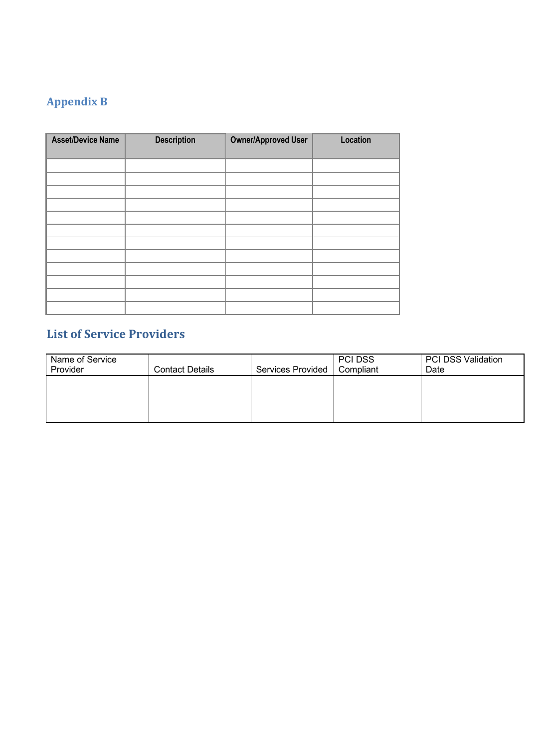## Appendix B

| Asset/Device Name | Description | Owner/Approved User | Location |
|---|---|---|---|
| | | | |
| | | | |
| | | | |
| | | | |
| | | | |
| | | | |
| | | | |
| | | | |
| | | | |
| | | | |
| | | | |
| | | | |

## List of Service Providers

| Name of Service Provider | Contact Details | Services Provided | PCI DSS Compliant | PCI DSS Validation Date |
|---|---|---|---|---|
| | | | | |